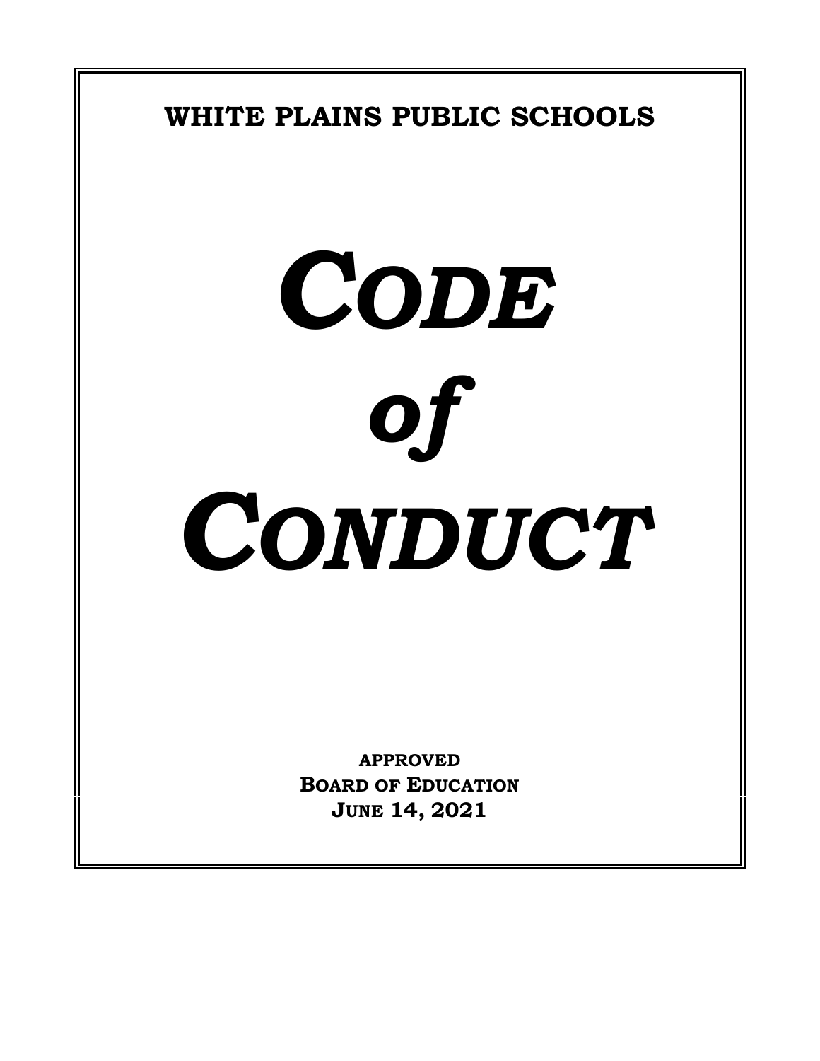**WHITE PLAINS PUBLIC SCHOOLS**

# *CODE of CONDUCT*

**APPROVED**
**BOARD OF EDUCATION**
**JUNE 14, 2021**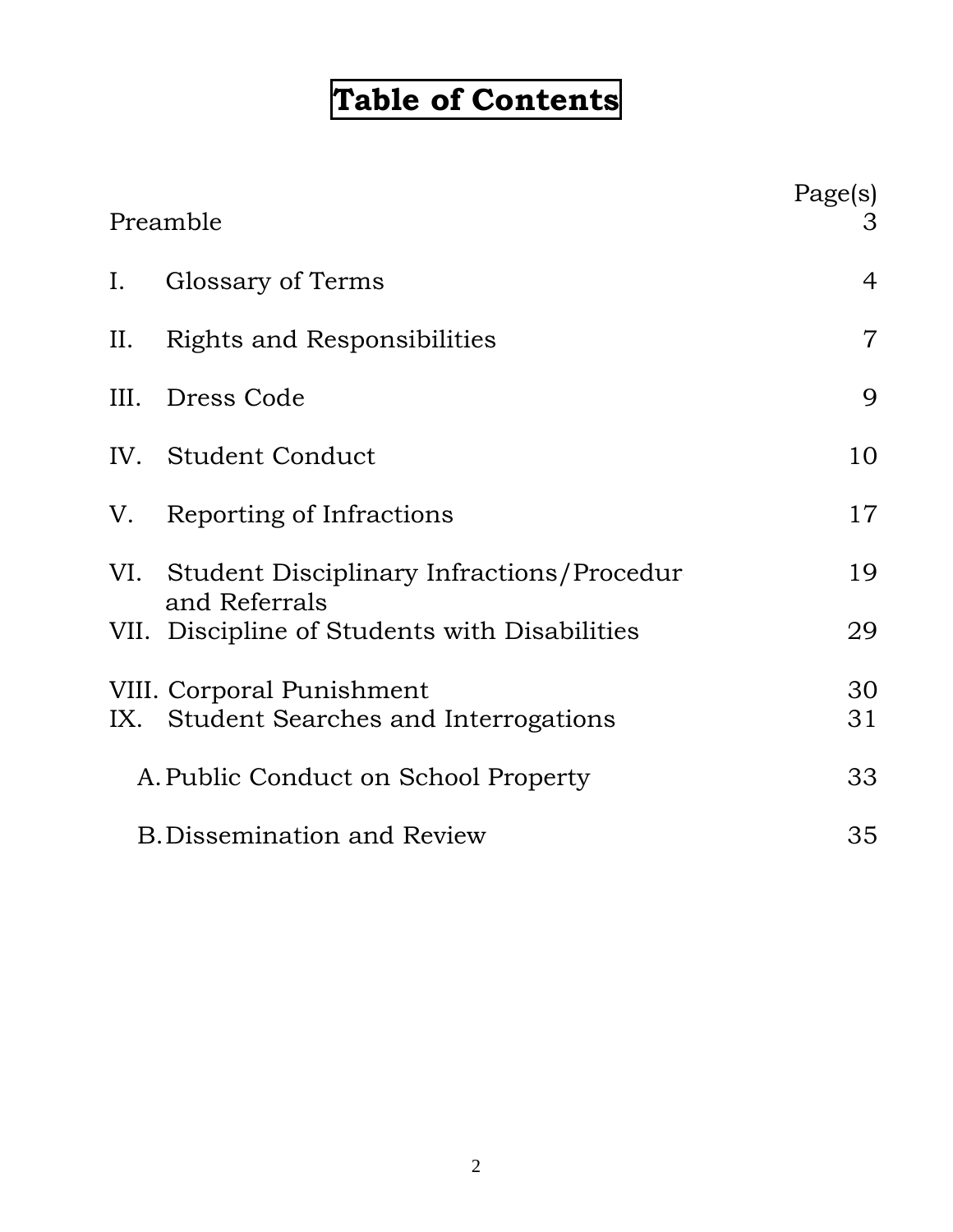# Table of Contents

| | Page(s) |
|---|---|
| Preamble | 3 |
| I. Glossary of Terms | 4 |
| II. Rights and Responsibilities | 7 |
| III. Dress Code | 9 |
| IV. Student Conduct | 10 |
| V. Reporting of Infractions | 17 |
| VI. Student Disciplinary Infractions/Procedur and Referrals | 19 |
| VII. Discipline of Students with Disabilities | 29 |
| VIII. Corporal Punishment | 30 |
| IX. Student Searches and Interrogations | 31 |
| A. Public Conduct on School Property | 33 |
| B. Dissemination and Review | 35 |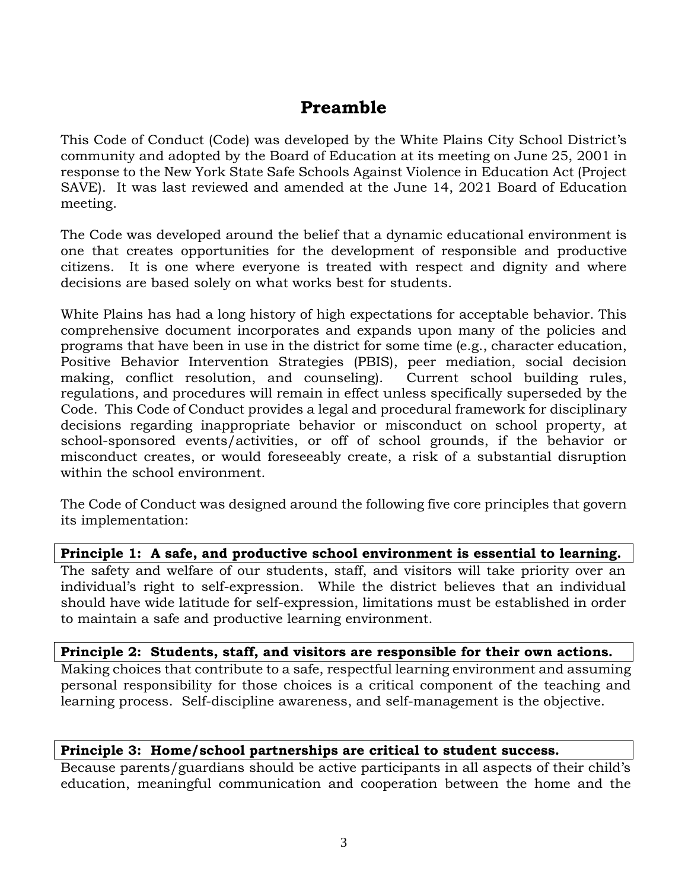# Preamble

This Code of Conduct (Code) was developed by the White Plains City School District's community and adopted by the Board of Education at its meeting on June 25, 2001 in response to the New York State Safe Schools Against Violence in Education Act (Project SAVE). It was last reviewed and amended at the June 14, 2021 Board of Education meeting.

The Code was developed around the belief that a dynamic educational environment is one that creates opportunities for the development of responsible and productive citizens. It is one where everyone is treated with respect and dignity and where decisions are based solely on what works best for students.

White Plains has had a long history of high expectations for acceptable behavior. This comprehensive document incorporates and expands upon many of the policies and programs that have been in use in the district for some time (e.g., character education, Positive Behavior Intervention Strategies (PBIS), peer mediation, social decision making, conflict resolution, and counseling). Current school building rules, regulations, and procedures will remain in effect unless specifically superseded by the Code. This Code of Conduct provides a legal and procedural framework for disciplinary decisions regarding inappropriate behavior or misconduct on school property, at school-sponsored events/activities, or off of school grounds, if the behavior or misconduct creates, or would foreseeably create, a risk of a substantial disruption within the school environment.

The Code of Conduct was designed around the following five core principles that govern its implementation:

**Principle 1: A safe, and productive school environment is essential to learning.**

The safety and welfare of our students, staff, and visitors will take priority over an individual's right to self-expression. While the district believes that an individual should have wide latitude for self-expression, limitations must be established in order to maintain a safe and productive learning environment.

**Principle 2: Students, staff, and visitors are responsible for their own actions.**

Making choices that contribute to a safe, respectful learning environment and assuming personal responsibility for those choices is a critical component of the teaching and learning process. Self-discipline awareness, and self-management is the objective.

**Principle 3: Home/school partnerships are critical to student success.**

Because parents/guardians should be active participants in all aspects of their child's education, meaningful communication and cooperation between the home and the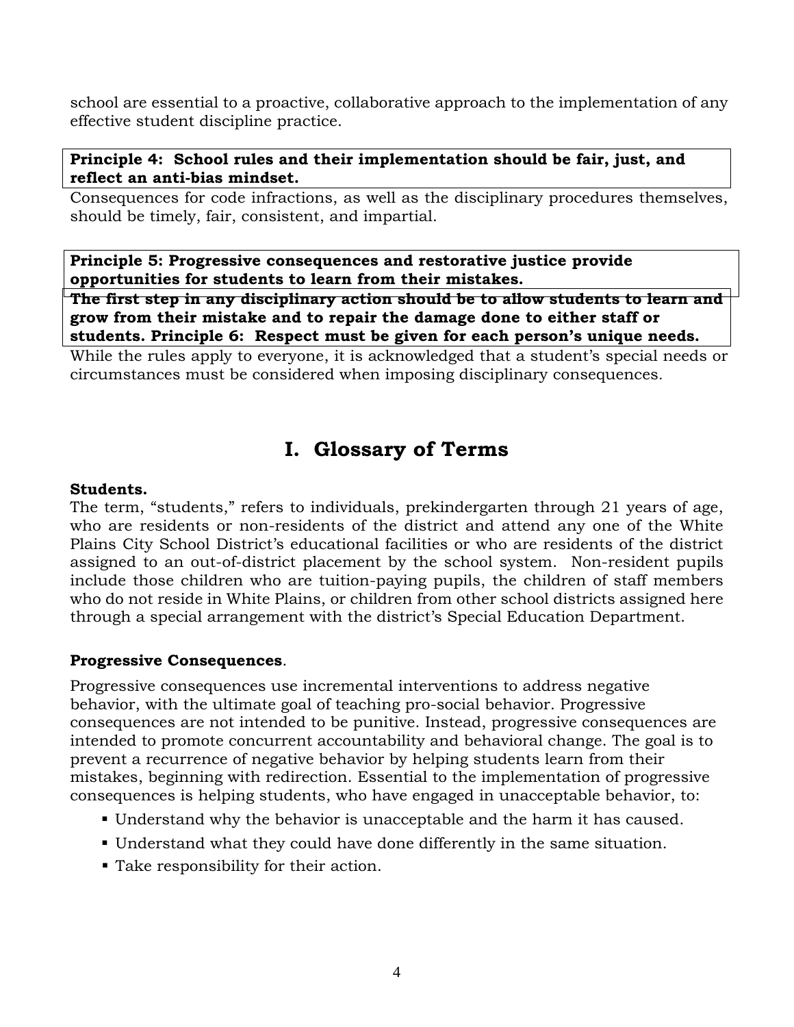school are essential to a proactive, collaborative approach to the implementation of any effective student discipline practice.

**Principle 4: School rules and their implementation should be fair, just, and reflect an anti-bias mindset.**

Consequences for code infractions, as well as the disciplinary procedures themselves, should be timely, fair, consistent, and impartial.

**Principle 5: Progressive consequences and restorative justice provide opportunities for students to learn from their mistakes.**

**The first step in any disciplinary action should be to allow students to learn and grow from their mistake and to repair the damage done to either staff or students. Principle 6: Respect must be given for each person's unique needs.**

While the rules apply to everyone, it is acknowledged that a student's special needs or circumstances must be considered when imposing disciplinary consequences.

# I. Glossary of Terms

**Students.**

The term, "students," refers to individuals, prekindergarten through 21 years of age, who are residents or non-residents of the district and attend any one of the White Plains City School District's educational facilities or who are residents of the district assigned to an out-of-district placement by the school system. Non-resident pupils include those children who are tuition-paying pupils, the children of staff members who do not reside in White Plains, or children from other school districts assigned here through a special arrangement with the district's Special Education Department.

**Progressive Consequences**.

Progressive consequences use incremental interventions to address negative behavior, with the ultimate goal of teaching pro-social behavior. Progressive consequences are not intended to be punitive. Instead, progressive consequences are intended to promote concurrent accountability and behavioral change. The goal is to prevent a recurrence of negative behavior by helping students learn from their mistakes, beginning with redirection. Essential to the implementation of progressive consequences is helping students, who have engaged in unacceptable behavior, to:

- Understand why the behavior is unacceptable and the harm it has caused.
- Understand what they could have done differently in the same situation.
- Take responsibility for their action.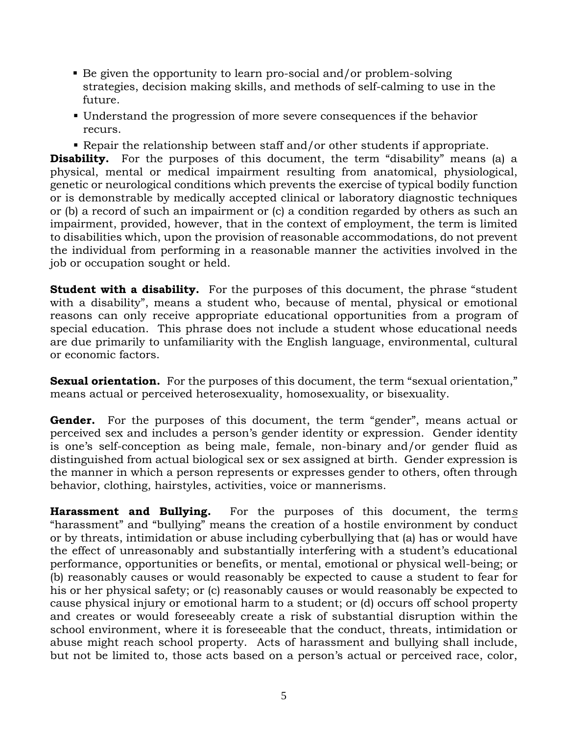- Be given the opportunity to learn pro-social and/or problem-solving strategies, decision making skills, and methods of self-calming to use in the future.
- Understand the progression of more severe consequences if the behavior recurs.
- Repair the relationship between staff and/or other students if appropriate.

**Disability.** For the purposes of this document, the term "disability" means (a) a physical, mental or medical impairment resulting from anatomical, physiological, genetic or neurological conditions which prevents the exercise of typical bodily function or is demonstrable by medically accepted clinical or laboratory diagnostic techniques or (b) a record of such an impairment or (c) a condition regarded by others as such an impairment, provided, however, that in the context of employment, the term is limited to disabilities which, upon the provision of reasonable accommodations, do not prevent the individual from performing in a reasonable manner the activities involved in the job or occupation sought or held.

**Student with a disability.** For the purposes of this document, the phrase "student with a disability", means a student who, because of mental, physical or emotional reasons can only receive appropriate educational opportunities from a program of special education. This phrase does not include a student whose educational needs are due primarily to unfamiliarity with the English language, environmental, cultural or economic factors.

**Sexual orientation.** For the purposes of this document, the term "sexual orientation," means actual or perceived heterosexuality, homosexuality, or bisexuality.

**Gender.** For the purposes of this document, the term "gender", means actual or perceived sex and includes a person's gender identity or expression. Gender identity is one's self-conception as being male, female, non-binary and/or gender fluid as distinguished from actual biological sex or sex assigned at birth. Gender expression is the manner in which a person represents or expresses gender to others, often through behavior, clothing, hairstyles, activities, voice or mannerisms.

**Harassment and Bullying.** For the purposes of this document, the terms "harassment" and "bullying" means the creation of a hostile environment by conduct or by threats, intimidation or abuse including cyberbullying that (a) has or would have the effect of unreasonably and substantially interfering with a student's educational performance, opportunities or benefits, or mental, emotional or physical well-being; or (b) reasonably causes or would reasonably be expected to cause a student to fear for his or her physical safety; or (c) reasonably causes or would reasonably be expected to cause physical injury or emotional harm to a student; or (d) occurs off school property and creates or would foreseeably create a risk of substantial disruption within the school environment, where it is foreseeable that the conduct, threats, intimidation or abuse might reach school property. Acts of harassment and bullying shall include, but not be limited to, those acts based on a person's actual or perceived race, color,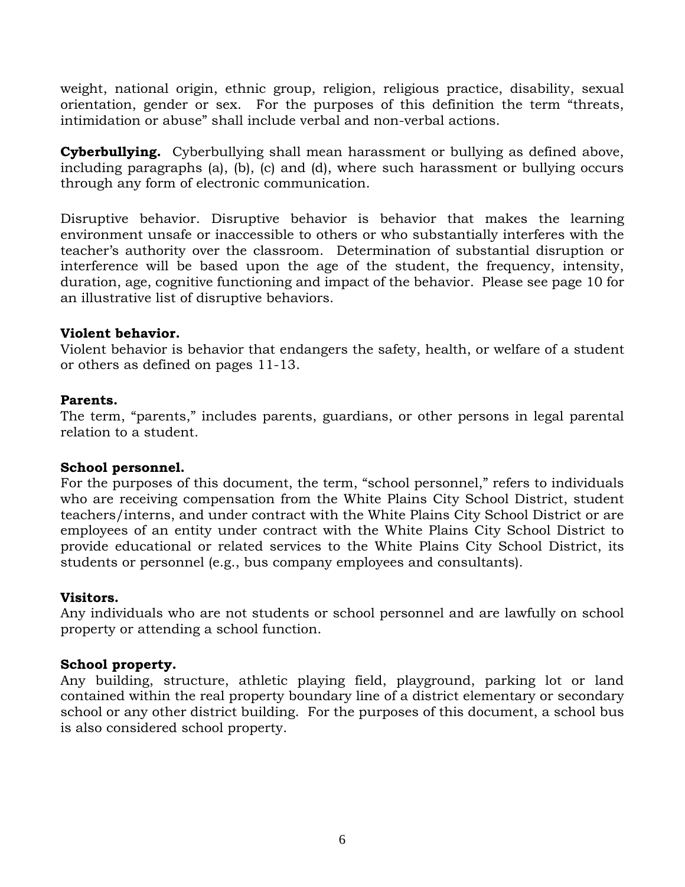weight, national origin, ethnic group, religion, religious practice, disability, sexual orientation, gender or sex. For the purposes of this definition the term "threats, intimidation or abuse" shall include verbal and non-verbal actions.

**Cyberbullying.** Cyberbullying shall mean harassment or bullying as defined above, including paragraphs (a), (b), (c) and (d), where such harassment or bullying occurs through any form of electronic communication.

Disruptive behavior. Disruptive behavior is behavior that makes the learning environment unsafe or inaccessible to others or who substantially interferes with the teacher's authority over the classroom. Determination of substantial disruption or interference will be based upon the age of the student, the frequency, intensity, duration, age, cognitive functioning and impact of the behavior. Please see page 10 for an illustrative list of disruptive behaviors.

**Violent behavior.**
Violent behavior is behavior that endangers the safety, health, or welfare of a student or others as defined on pages 11-13.

**Parents.**
The term, "parents," includes parents, guardians, or other persons in legal parental relation to a student.

**School personnel.**
For the purposes of this document, the term, "school personnel," refers to individuals who are receiving compensation from the White Plains City School District, student teachers/interns, and under contract with the White Plains City School District or are employees of an entity under contract with the White Plains City School District to provide educational or related services to the White Plains City School District, its students or personnel (e.g., bus company employees and consultants).

**Visitors.**
Any individuals who are not students or school personnel and are lawfully on school property or attending a school function.

**School property.**
Any building, structure, athletic playing field, playground, parking lot or land contained within the real property boundary line of a district elementary or secondary school or any other district building. For the purposes of this document, a school bus is also considered school property.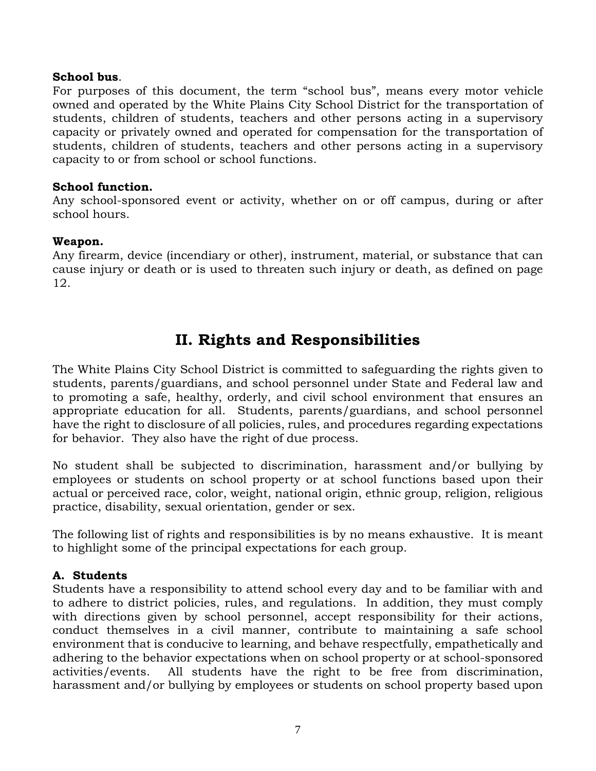**School bus**.
For purposes of this document, the term "school bus", means every motor vehicle owned and operated by the White Plains City School District for the transportation of students, children of students, teachers and other persons acting in a supervisory capacity or privately owned and operated for compensation for the transportation of students, children of students, teachers and other persons acting in a supervisory capacity to or from school or school functions.

**School function.**
Any school-sponsored event or activity, whether on or off campus, during or after school hours.

**Weapon.**
Any firearm, device (incendiary or other), instrument, material, or substance that can cause injury or death or is used to threaten such injury or death, as defined on page 12.

# II. Rights and Responsibilities

The White Plains City School District is committed to safeguarding the rights given to students, parents/guardians, and school personnel under State and Federal law and to promoting a safe, healthy, orderly, and civil school environment that ensures an appropriate education for all. Students, parents/guardians, and school personnel have the right to disclosure of all policies, rules, and procedures regarding expectations for behavior. They also have the right of due process.

No student shall be subjected to discrimination, harassment and/or bullying by employees or students on school property or at school functions based upon their actual or perceived race, color, weight, national origin, ethnic group, religion, religious practice, disability, sexual orientation, gender or sex.

The following list of rights and responsibilities is by no means exhaustive. It is meant to highlight some of the principal expectations for each group.

**A. Students**
Students have a responsibility to attend school every day and to be familiar with and to adhere to district policies, rules, and regulations. In addition, they must comply with directions given by school personnel, accept responsibility for their actions, conduct themselves in a civil manner, contribute to maintaining a safe school environment that is conducive to learning, and behave respectfully, empathetically and adhering to the behavior expectations when on school property or at school-sponsored activities/events. All students have the right to be free from discrimination, harassment and/or bullying by employees or students on school property based upon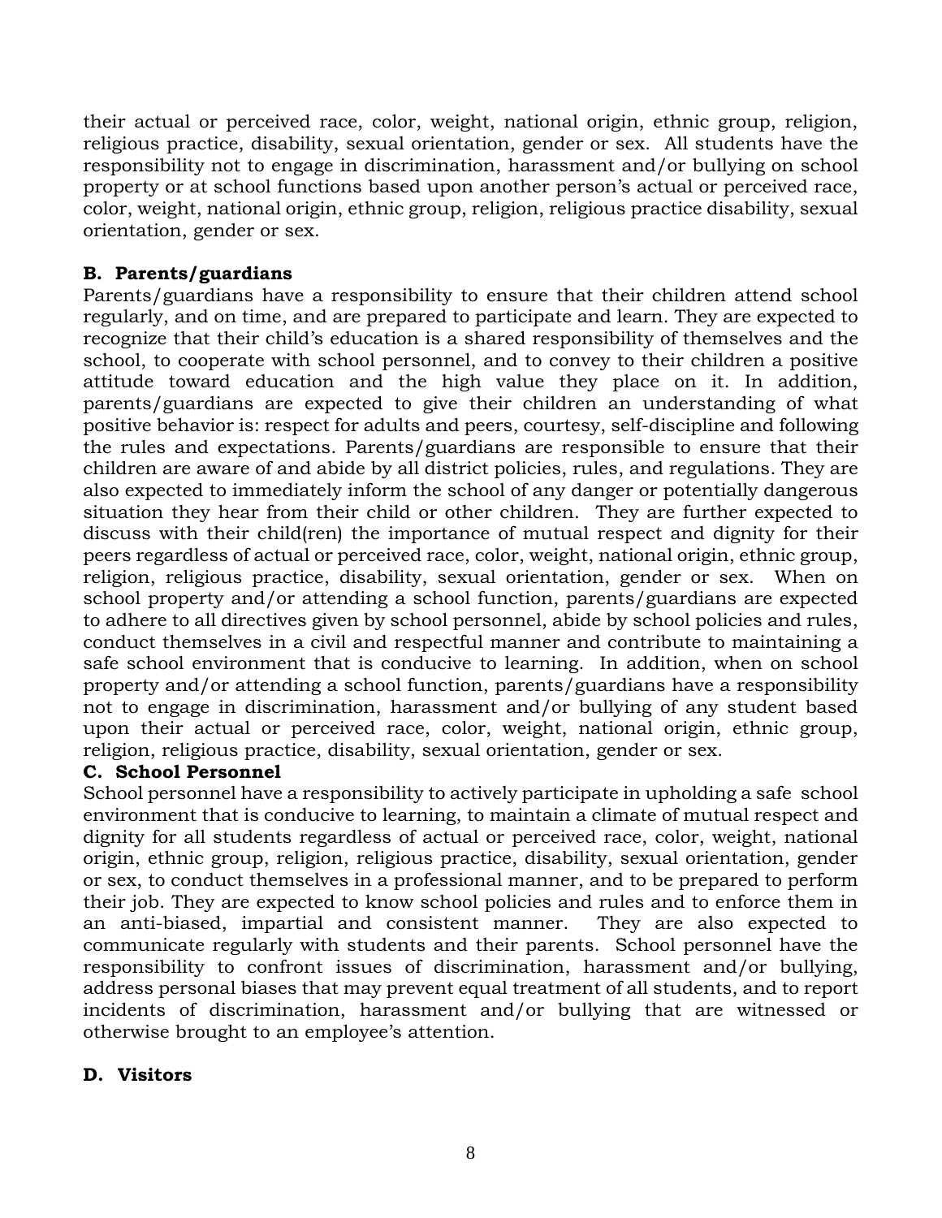their actual or perceived race, color, weight, national origin, ethnic group, religion, religious practice, disability, sexual orientation, gender or sex. All students have the responsibility not to engage in discrimination, harassment and/or bullying on school property or at school functions based upon another person's actual or perceived race, color, weight, national origin, ethnic group, religion, religious practice disability, sexual orientation, gender or sex.

**B. Parents/guardians**

Parents/guardians have a responsibility to ensure that their children attend school regularly, and on time, and are prepared to participate and learn. They are expected to recognize that their child's education is a shared responsibility of themselves and the school, to cooperate with school personnel, and to convey to their children a positive attitude toward education and the high value they place on it. In addition, parents/guardians are expected to give their children an understanding of what positive behavior is: respect for adults and peers, courtesy, self-discipline and following the rules and expectations. Parents/guardians are responsible to ensure that their children are aware of and abide by all district policies, rules, and regulations. They are also expected to immediately inform the school of any danger or potentially dangerous situation they hear from their child or other children. They are further expected to discuss with their child(ren) the importance of mutual respect and dignity for their peers regardless of actual or perceived race, color, weight, national origin, ethnic group, religion, religious practice, disability, sexual orientation, gender or sex. When on school property and/or attending a school function, parents/guardians are expected to adhere to all directives given by school personnel, abide by school policies and rules, conduct themselves in a civil and respectful manner and contribute to maintaining a safe school environment that is conducive to learning. In addition, when on school property and/or attending a school function, parents/guardians have a responsibility not to engage in discrimination, harassment and/or bullying of any student based upon their actual or perceived race, color, weight, national origin, ethnic group, religion, religious practice, disability, sexual orientation, gender or sex.

**C. School Personnel**

School personnel have a responsibility to actively participate in upholding a safe school environment that is conducive to learning, to maintain a climate of mutual respect and dignity for all students regardless of actual or perceived race, color, weight, national origin, ethnic group, religion, religious practice, disability, sexual orientation, gender or sex, to conduct themselves in a professional manner, and to be prepared to perform their job. They are expected to know school policies and rules and to enforce them in an anti-biased, impartial and consistent manner. They are also expected to communicate regularly with students and their parents. School personnel have the responsibility to confront issues of discrimination, harassment and/or bullying, address personal biases that may prevent equal treatment of all students, and to report incidents of discrimination, harassment and/or bullying that are witnessed or otherwise brought to an employee's attention.

**D. Visitors**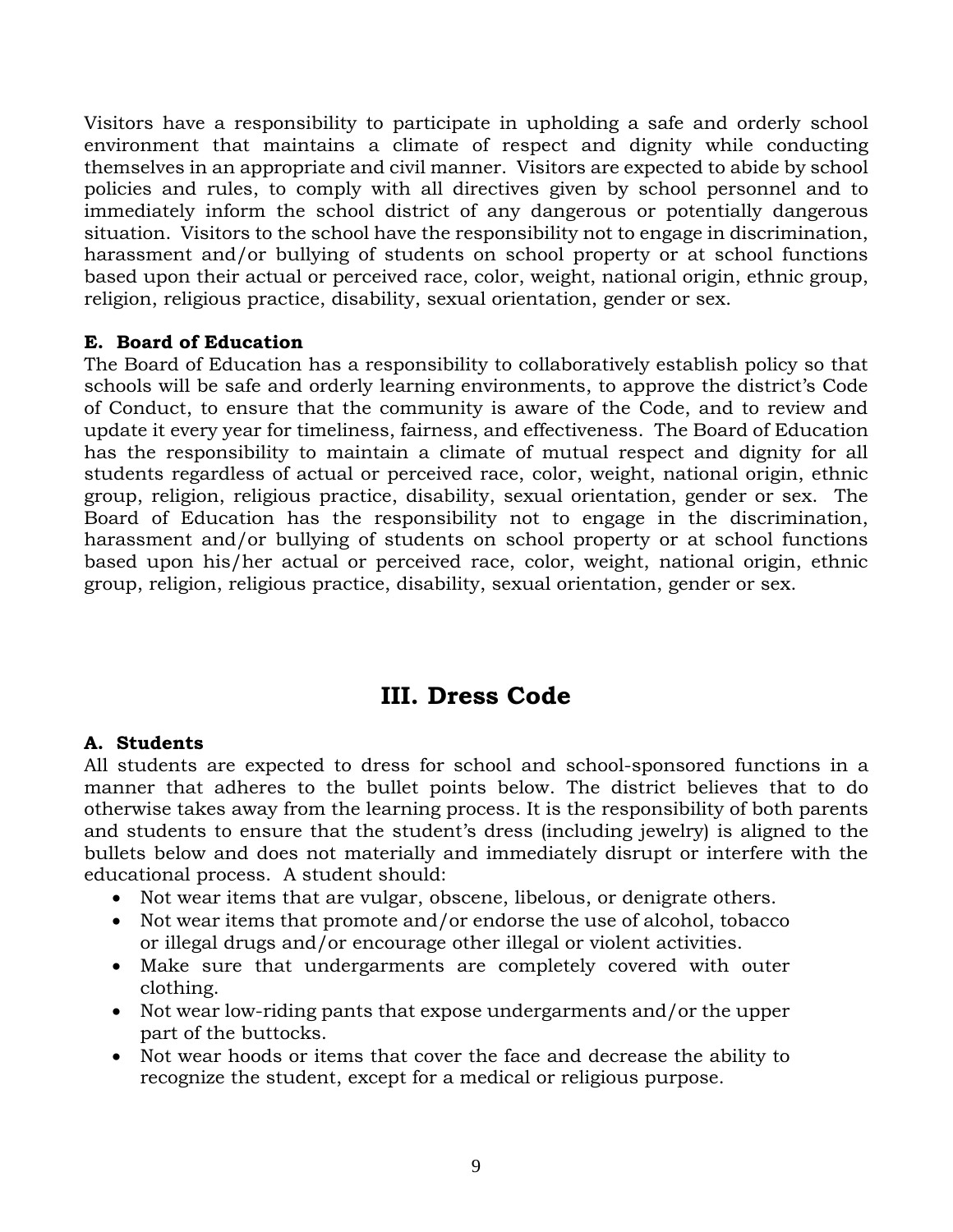Visitors have a responsibility to participate in upholding a safe and orderly school environment that maintains a climate of respect and dignity while conducting themselves in an appropriate and civil manner. Visitors are expected to abide by school policies and rules, to comply with all directives given by school personnel and to immediately inform the school district of any dangerous or potentially dangerous situation. Visitors to the school have the responsibility not to engage in discrimination, harassment and/or bullying of students on school property or at school functions based upon their actual or perceived race, color, weight, national origin, ethnic group, religion, religious practice, disability, sexual orientation, gender or sex.

**E. Board of Education**

The Board of Education has a responsibility to collaboratively establish policy so that schools will be safe and orderly learning environments, to approve the district's Code of Conduct, to ensure that the community is aware of the Code, and to review and update it every year for timeliness, fairness, and effectiveness. The Board of Education has the responsibility to maintain a climate of mutual respect and dignity for all students regardless of actual or perceived race, color, weight, national origin, ethnic group, religion, religious practice, disability, sexual orientation, gender or sex. The Board of Education has the responsibility not to engage in the discrimination, harassment and/or bullying of students on school property or at school functions based upon his/her actual or perceived race, color, weight, national origin, ethnic group, religion, religious practice, disability, sexual orientation, gender or sex.

# III. Dress Code

**A. Students**

All students are expected to dress for school and school-sponsored functions in a manner that adheres to the bullet points below. The district believes that to do otherwise takes away from the learning process. It is the responsibility of both parents and students to ensure that the student's dress (including jewelry) is aligned to the bullets below and does not materially and immediately disrupt or interfere with the educational process. A student should:

- Not wear items that are vulgar, obscene, libelous, or denigrate others.
- Not wear items that promote and/or endorse the use of alcohol, tobacco or illegal drugs and/or encourage other illegal or violent activities.
- Make sure that undergarments are completely covered with outer clothing.
- Not wear low-riding pants that expose undergarments and/or the upper part of the buttocks.
- Not wear hoods or items that cover the face and decrease the ability to recognize the student, except for a medical or religious purpose.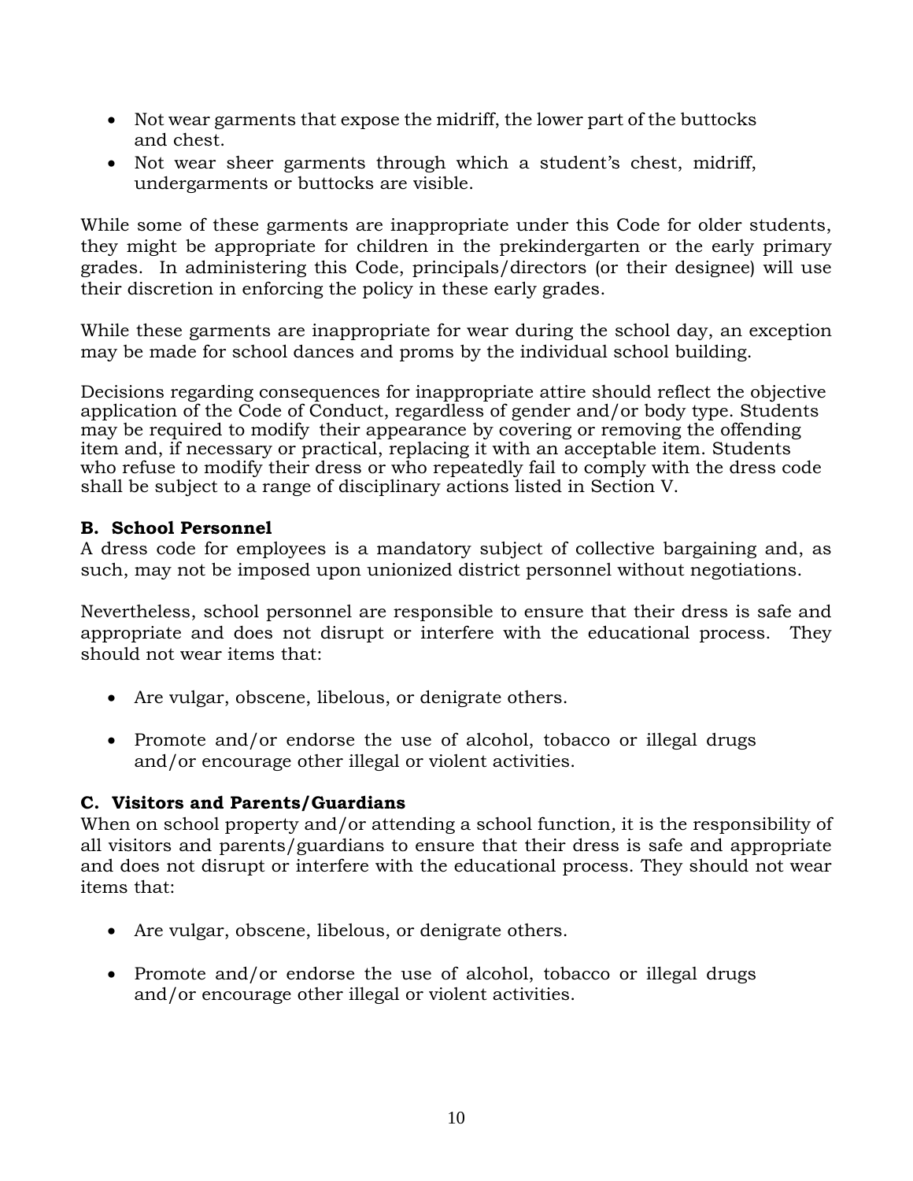- Not wear garments that expose the midriff, the lower part of the buttocks and chest.
- Not wear sheer garments through which a student's chest, midriff, undergarments or buttocks are visible.

While some of these garments are inappropriate under this Code for older students, they might be appropriate for children in the prekindergarten or the early primary grades. In administering this Code, principals/directors (or their designee) will use their discretion in enforcing the policy in these early grades.

While these garments are inappropriate for wear during the school day, an exception may be made for school dances and proms by the individual school building.

Decisions regarding consequences for inappropriate attire should reflect the objective application of the Code of Conduct, regardless of gender and/or body type. Students may be required to modify their appearance by covering or removing the offending item and, if necessary or practical, replacing it with an acceptable item. Students who refuse to modify their dress or who repeatedly fail to comply with the dress code shall be subject to a range of disciplinary actions listed in Section V.

**B. School Personnel**

A dress code for employees is a mandatory subject of collective bargaining and, as such, may not be imposed upon unionized district personnel without negotiations.

Nevertheless, school personnel are responsible to ensure that their dress is safe and appropriate and does not disrupt or interfere with the educational process. They should not wear items that:

- Are vulgar, obscene, libelous, or denigrate others.
- Promote and/or endorse the use of alcohol, tobacco or illegal drugs and/or encourage other illegal or violent activities.

**C. Visitors and Parents/Guardians**

When on school property and/or attending a school function, it is the responsibility of all visitors and parents/guardians to ensure that their dress is safe and appropriate and does not disrupt or interfere with the educational process. They should not wear items that:

- Are vulgar, obscene, libelous, or denigrate others.
- Promote and/or endorse the use of alcohol, tobacco or illegal drugs and/or encourage other illegal or violent activities.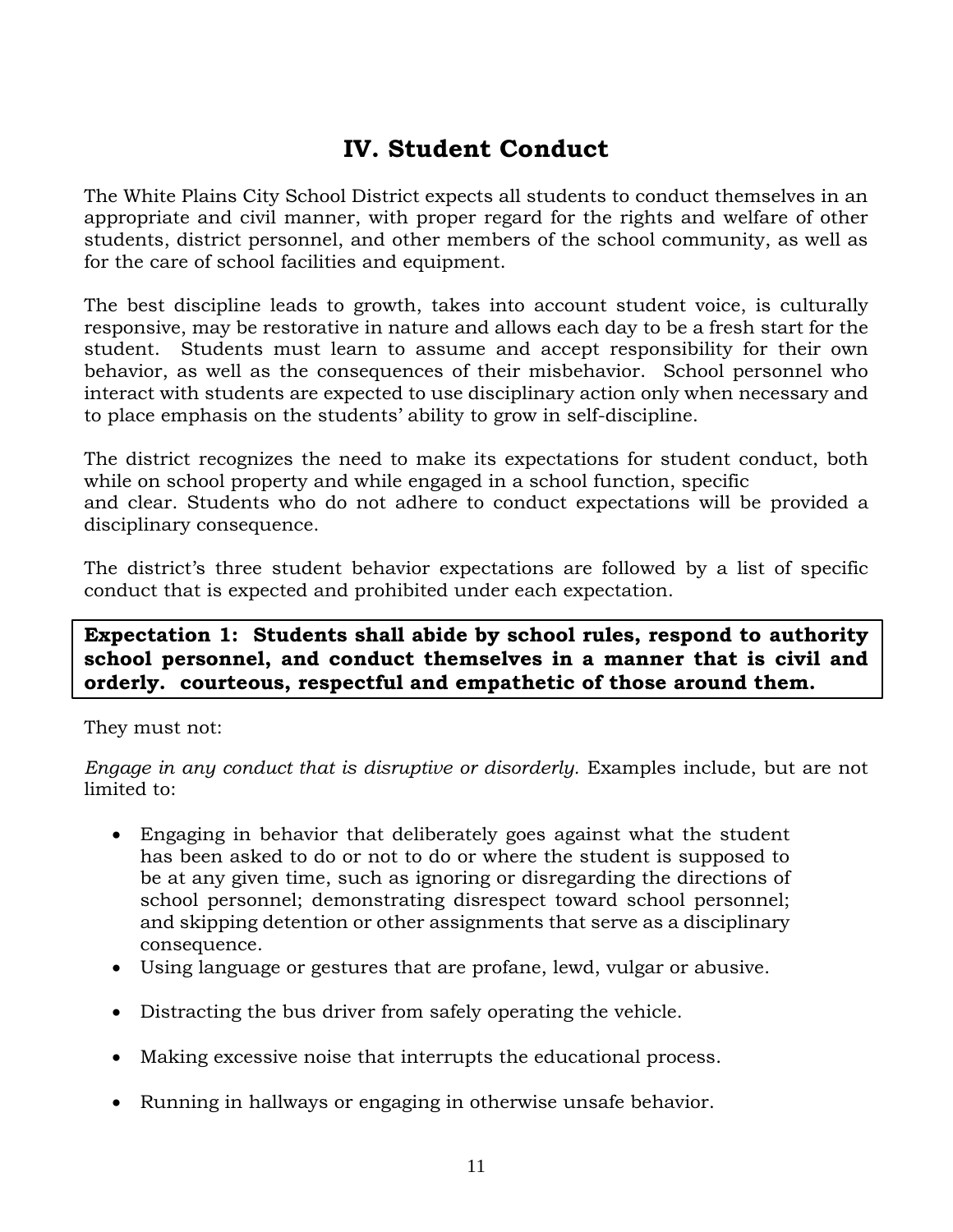# IV. Student Conduct

The White Plains City School District expects all students to conduct themselves in an appropriate and civil manner, with proper regard for the rights and welfare of other students, district personnel, and other members of the school community, as well as for the care of school facilities and equipment.

The best discipline leads to growth, takes into account student voice, is culturally responsive, may be restorative in nature and allows each day to be a fresh start for the student. Students must learn to assume and accept responsibility for their own behavior, as well as the consequences of their misbehavior. School personnel who interact with students are expected to use disciplinary action only when necessary and to place emphasis on the students' ability to grow in self-discipline.

The district recognizes the need to make its expectations for student conduct, both while on school property and while engaged in a school function, specific and clear. Students who do not adhere to conduct expectations will be provided a disciplinary consequence.

The district's three student behavior expectations are followed by a list of specific conduct that is expected and prohibited under each expectation.

**Expectation 1: Students shall abide by school rules, respond to authority school personnel, and conduct themselves in a manner that is civil and orderly. courteous, respectful and empathetic of those around them.**

They must not:

*Engage in any conduct that is disruptive or disorderly.* Examples include, but are not limited to:

- Engaging in behavior that deliberately goes against what the student has been asked to do or not to do or where the student is supposed to be at any given time, such as ignoring or disregarding the directions of school personnel; demonstrating disrespect toward school personnel; and skipping detention or other assignments that serve as a disciplinary consequence.
- Using language or gestures that are profane, lewd, vulgar or abusive.
- Distracting the bus driver from safely operating the vehicle.
- Making excessive noise that interrupts the educational process.
- Running in hallways or engaging in otherwise unsafe behavior.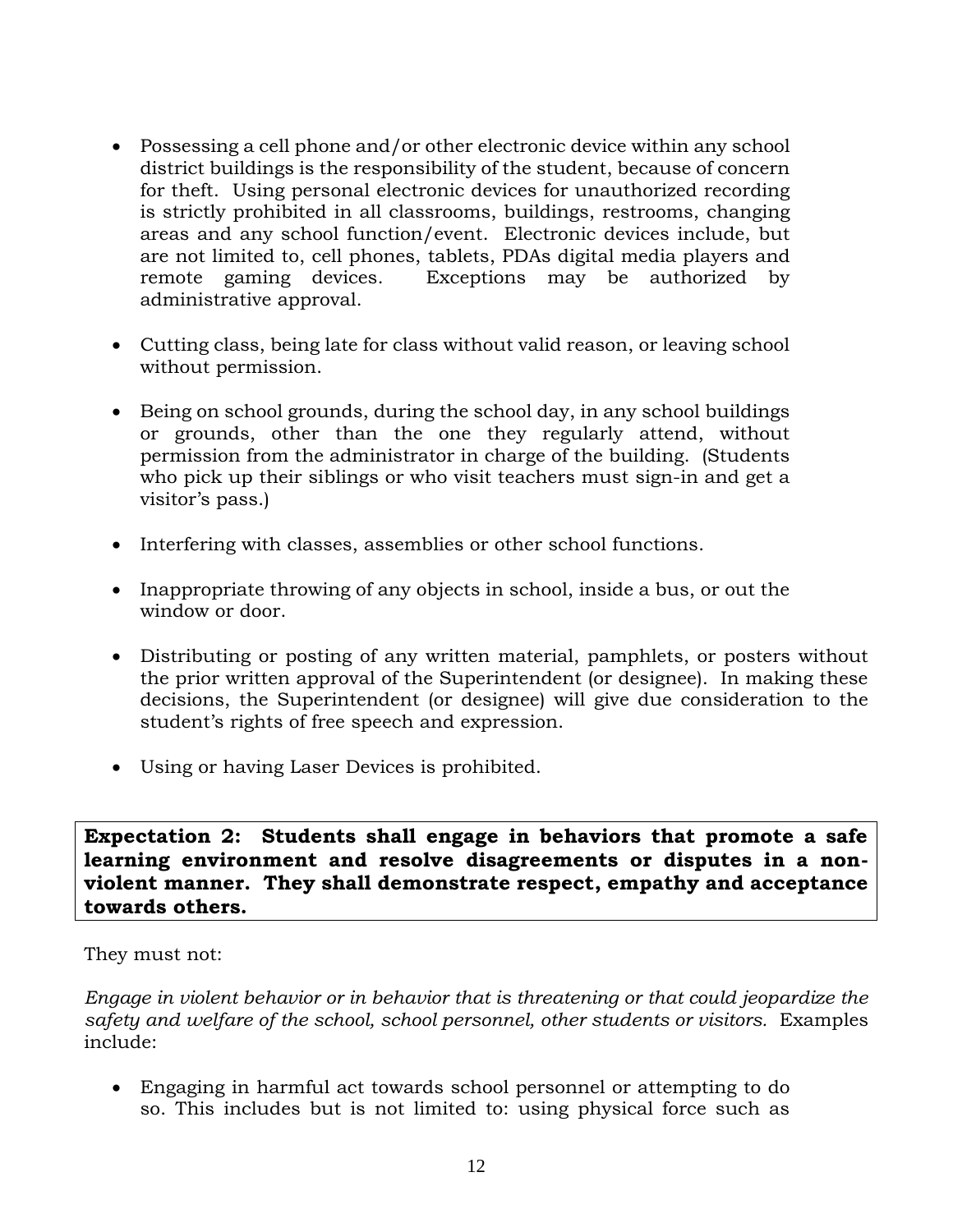- Possessing a cell phone and/or other electronic device within any school district buildings is the responsibility of the student, because of concern for theft. Using personal electronic devices for unauthorized recording is strictly prohibited in all classrooms, buildings, restrooms, changing areas and any school function/event. Electronic devices include, but are not limited to, cell phones, tablets, PDAs digital media players and remote gaming devices. Exceptions may be authorized by administrative approval.

- Cutting class, being late for class without valid reason, or leaving school without permission.

- Being on school grounds, during the school day, in any school buildings or grounds, other than the one they regularly attend, without permission from the administrator in charge of the building. (Students who pick up their siblings or who visit teachers must sign-in and get a visitor's pass.)

- Interfering with classes, assemblies or other school functions.

- Inappropriate throwing of any objects in school, inside a bus, or out the window or door.

- Distributing or posting of any written material, pamphlets, or posters without the prior written approval of the Superintendent (or designee). In making these decisions, the Superintendent (or designee) will give due consideration to the student's rights of free speech and expression.

- Using or having Laser Devices is prohibited.

**Expectation 2: Students shall engage in behaviors that promote a safe learning environment and resolve disagreements or disputes in a non-violent manner. They shall demonstrate respect, empathy and acceptance towards others.**

They must not:

*Engage in violent behavior or in behavior that is threatening or that could jeopardize the safety and welfare of the school, school personnel, other students or visitors.* Examples include:

- Engaging in harmful act towards school personnel or attempting to do so. This includes but is not limited to: using physical force such as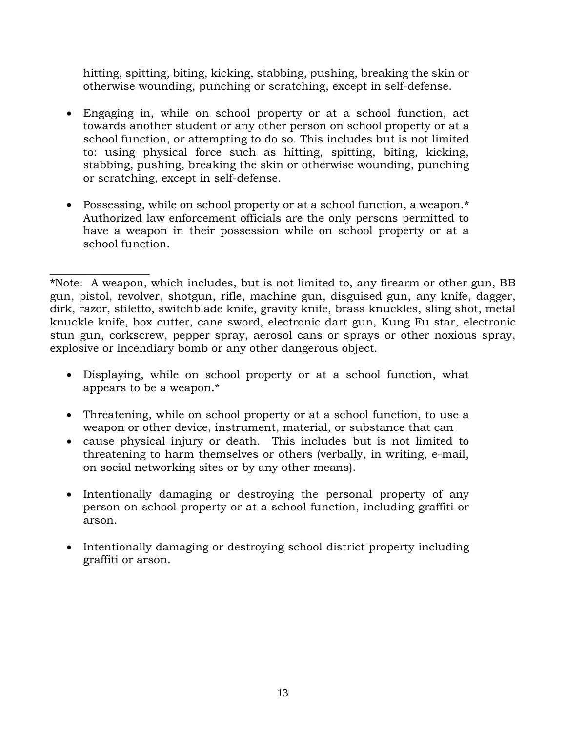hitting, spitting, biting, kicking, stabbing, pushing, breaking the skin or otherwise wounding, punching or scratching, except in self-defense.

- Engaging in, while on school property or at a school function, act towards another student or any other person on school property or at a school function, or attempting to do so. This includes but is not limited to: using physical force such as hitting, spitting, biting, kicking, stabbing, pushing, breaking the skin or otherwise wounding, punching or scratching, except in self-defense.

- Possessing, while on school property or at a school function, a weapon.**\*** Authorized law enforcement officials are the only persons permitted to have a weapon in their possession while on school property or at a school function.

---

**\***Note: A weapon, which includes, but is not limited to, any firearm or other gun, BB gun, pistol, revolver, shotgun, rifle, machine gun, disguised gun, any knife, dagger, dirk, razor, stiletto, switchblade knife, gravity knife, brass knuckles, sling shot, metal knuckle knife, box cutter, cane sword, electronic dart gun, Kung Fu star, electronic stun gun, corkscrew, pepper spray, aerosol cans or sprays or other noxious spray, explosive or incendiary bomb or any other dangerous object.

- Displaying, while on school property or at a school function, what appears to be a weapon.*

- Threatening, while on school property or at a school function, to use a weapon or other device, instrument, material, or substance that can
- cause physical injury or death. This includes but is not limited to threatening to harm themselves or others (verbally, in writing, e-mail, on social networking sites or by any other means).

- Intentionally damaging or destroying the personal property of any person on school property or at a school function, including graffiti or arson.

- Intentionally damaging or destroying school district property including graffiti or arson.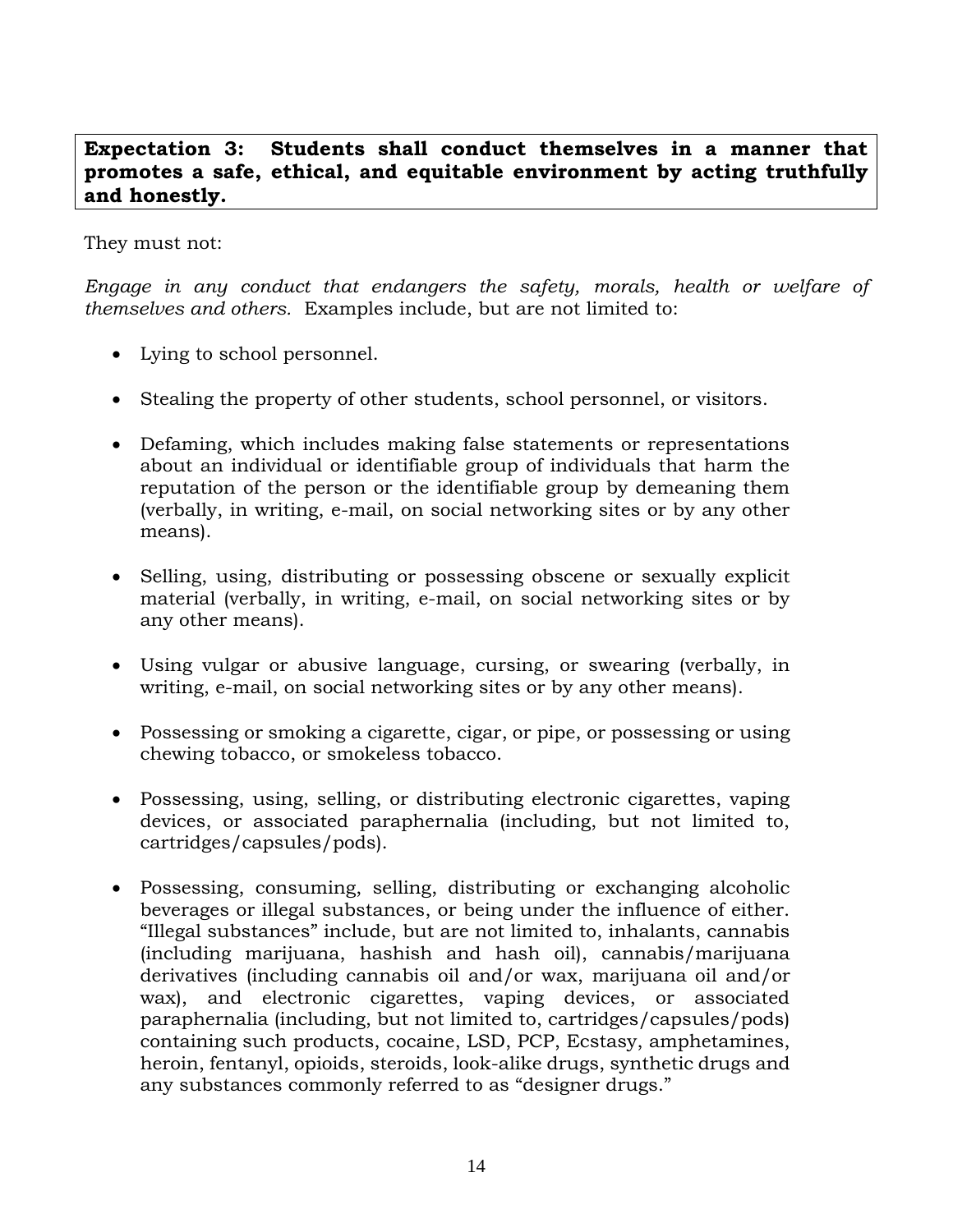**Expectation 3: Students shall conduct themselves in a manner that promotes a safe, ethical, and equitable environment by acting truthfully and honestly.**

They must not:

*Engage in any conduct that endangers the safety, morals, health or welfare of themselves and others.* Examples include, but are not limited to:

- Lying to school personnel.
- Stealing the property of other students, school personnel, or visitors.
- Defaming, which includes making false statements or representations about an individual or identifiable group of individuals that harm the reputation of the person or the identifiable group by demeaning them (verbally, in writing, e-mail, on social networking sites or by any other means).
- Selling, using, distributing or possessing obscene or sexually explicit material (verbally, in writing, e-mail, on social networking sites or by any other means).
- Using vulgar or abusive language, cursing, or swearing (verbally, in writing, e-mail, on social networking sites or by any other means).
- Possessing or smoking a cigarette, cigar, or pipe, or possessing or using chewing tobacco, or smokeless tobacco.
- Possessing, using, selling, or distributing electronic cigarettes, vaping devices, or associated paraphernalia (including, but not limited to, cartridges/capsules/pods).
- Possessing, consuming, selling, distributing or exchanging alcoholic beverages or illegal substances, or being under the influence of either. "Illegal substances" include, but are not limited to, inhalants, cannabis (including marijuana, hashish and hash oil), cannabis/marijuana derivatives (including cannabis oil and/or wax, marijuana oil and/or wax), and electronic cigarettes, vaping devices, or associated paraphernalia (including, but not limited to, cartridges/capsules/pods) containing such products, cocaine, LSD, PCP, Ecstasy, amphetamines, heroin, fentanyl, opioids, steroids, look-alike drugs, synthetic drugs and any substances commonly referred to as "designer drugs."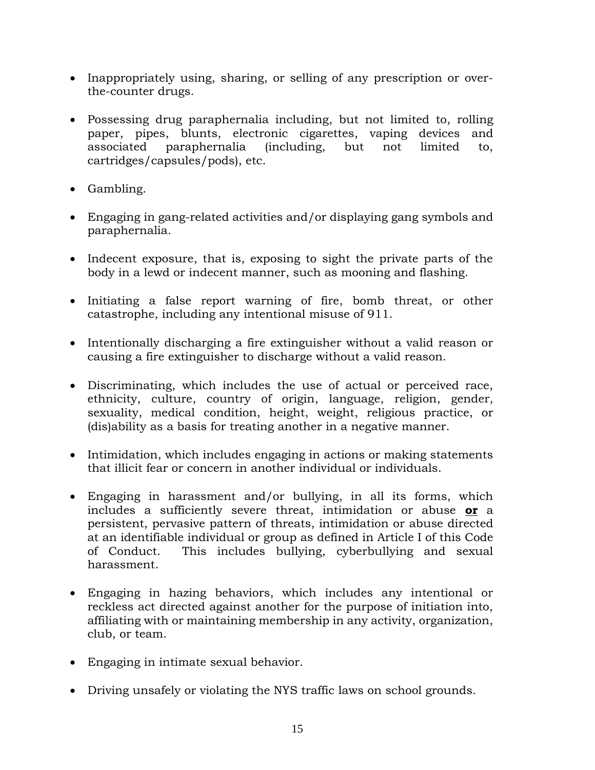- Inappropriately using, sharing, or selling of any prescription or over-the-counter drugs.

- Possessing drug paraphernalia including, but not limited to, rolling paper, pipes, blunts, electronic cigarettes, vaping devices and associated paraphernalia (including, but not limited to, cartridges/capsules/pods), etc.

- Gambling.

- Engaging in gang-related activities and/or displaying gang symbols and paraphernalia.

- Indecent exposure, that is, exposing to sight the private parts of the body in a lewd or indecent manner, such as mooning and flashing.

- Initiating a false report warning of fire, bomb threat, or other catastrophe, including any intentional misuse of 911.

- Intentionally discharging a fire extinguisher without a valid reason or causing a fire extinguisher to discharge without a valid reason.

- Discriminating, which includes the use of actual or perceived race, ethnicity, culture, country of origin, language, religion, gender, sexuality, medical condition, height, weight, religious practice, or (dis)ability as a basis for treating another in a negative manner.

- Intimidation, which includes engaging in actions or making statements that illicit fear or concern in another individual or individuals.

- Engaging in harassment and/or bullying, in all its forms, which includes a sufficiently severe threat, intimidation or abuse **<u>or</u>** a persistent, pervasive pattern of threats, intimidation or abuse directed at an identifiable individual or group as defined in Article I of this Code of Conduct. This includes bullying, cyberbullying and sexual harassment.

- Engaging in hazing behaviors, which includes any intentional or reckless act directed against another for the purpose of initiation into, affiliating with or maintaining membership in any activity, organization, club, or team.

- Engaging in intimate sexual behavior.

- Driving unsafely or violating the NYS traffic laws on school grounds.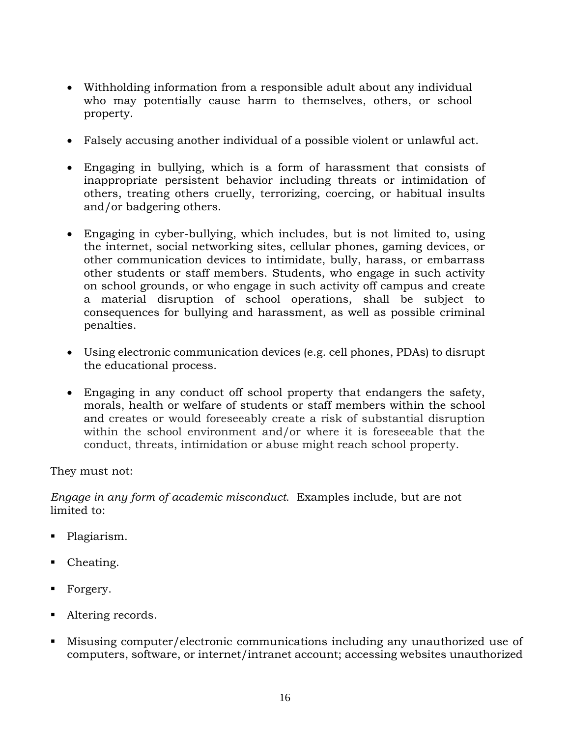- Withholding information from a responsible adult about any individual who may potentially cause harm to themselves, others, or school property.

- Falsely accusing another individual of a possible violent or unlawful act.

- Engaging in bullying, which is a form of harassment that consists of inappropriate persistent behavior including threats or intimidation of others, treating others cruelly, terrorizing, coercing, or habitual insults and/or badgering others.

- Engaging in cyber-bullying, which includes, but is not limited to, using the internet, social networking sites, cellular phones, gaming devices, or other communication devices to intimidate, bully, harass, or embarrass other students or staff members. Students, who engage in such activity on school grounds, or who engage in such activity off campus and create a material disruption of school operations, shall be subject to consequences for bullying and harassment, as well as possible criminal penalties.

- Using electronic communication devices (e.g. cell phones, PDAs) to disrupt the educational process.

- Engaging in any conduct off school property that endangers the safety, morals, health or welfare of students or staff members within the school and creates or would foreseeably create a risk of substantial disruption within the school environment and/or where it is foreseeable that the conduct, threats, intimidation or abuse might reach school property.

They must not:

*Engage in any form of academic misconduct.* Examples include, but are not limited to:

- Plagiarism.

- Cheating.

- Forgery.

- Altering records.

- Misusing computer/electronic communications including any unauthorized use of computers, software, or internet/intranet account; accessing websites unauthorized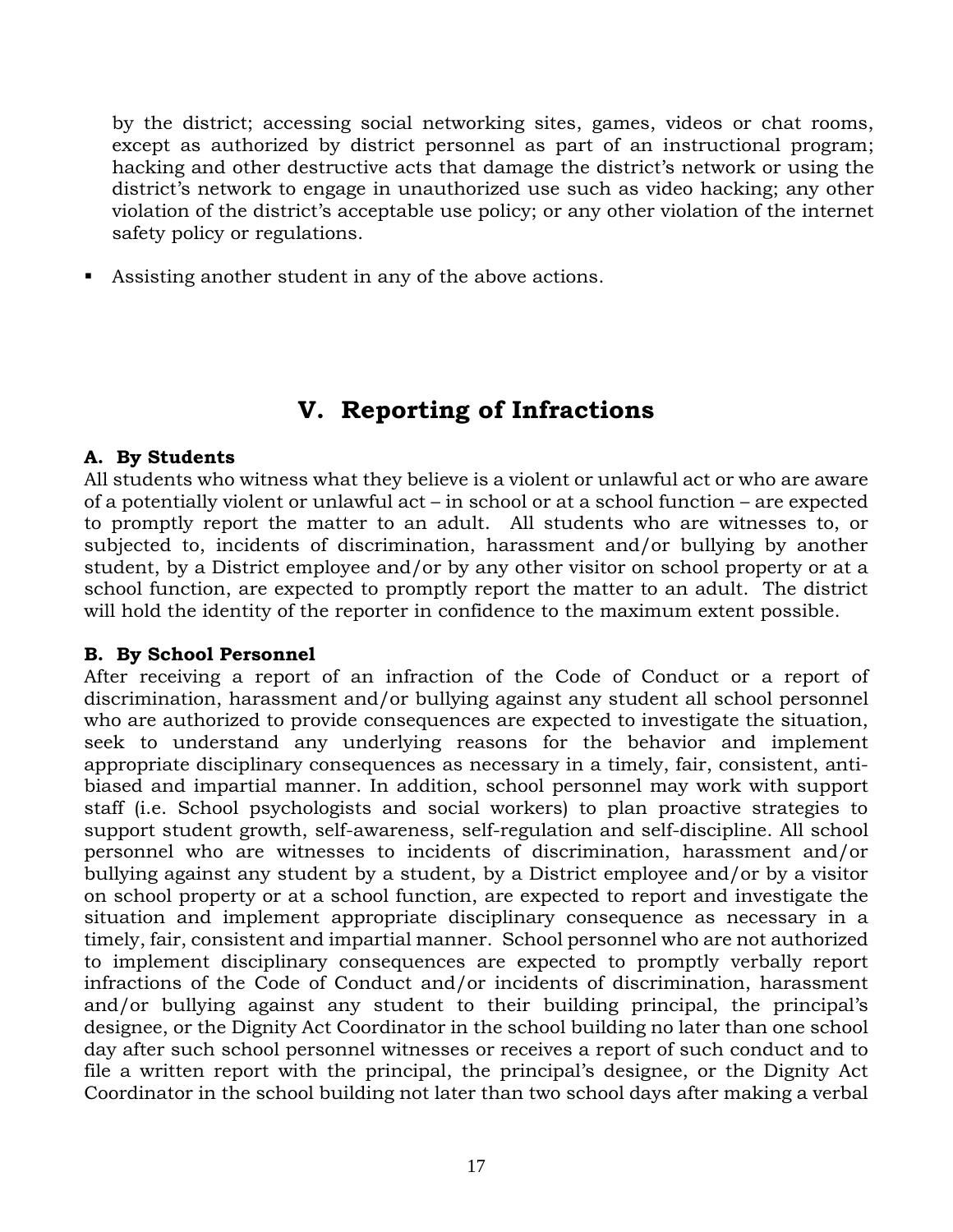by the district; accessing social networking sites, games, videos or chat rooms, except as authorized by district personnel as part of an instructional program; hacking and other destructive acts that damage the district's network or using the district's network to engage in unauthorized use such as video hacking; any other violation of the district's acceptable use policy; or any other violation of the internet safety policy or regulations.

- Assisting another student in any of the above actions.

# V. Reporting of Infractions

**A. By Students**

All students who witness what they believe is a violent or unlawful act or who are aware of a potentially violent or unlawful act – in school or at a school function – are expected to promptly report the matter to an adult. All students who are witnesses to, or subjected to, incidents of discrimination, harassment and/or bullying by another student, by a District employee and/or by any other visitor on school property or at a school function, are expected to promptly report the matter to an adult. The district will hold the identity of the reporter in confidence to the maximum extent possible.

**B. By School Personnel**

After receiving a report of an infraction of the Code of Conduct or a report of discrimination, harassment and/or bullying against any student all school personnel who are authorized to provide consequences are expected to investigate the situation, seek to understand any underlying reasons for the behavior and implement appropriate disciplinary consequences as necessary in a timely, fair, consistent, anti-biased and impartial manner. In addition, school personnel may work with support staff (i.e. School psychologists and social workers) to plan proactive strategies to support student growth, self-awareness, self-regulation and self-discipline. All school personnel who are witnesses to incidents of discrimination, harassment and/or bullying against any student by a student, by a District employee and/or by a visitor on school property or at a school function, are expected to report and investigate the situation and implement appropriate disciplinary consequence as necessary in a timely, fair, consistent and impartial manner. School personnel who are not authorized to implement disciplinary consequences are expected to promptly verbally report infractions of the Code of Conduct and/or incidents of discrimination, harassment and/or bullying against any student to their building principal, the principal's designee, or the Dignity Act Coordinator in the school building no later than one school day after such school personnel witnesses or receives a report of such conduct and to file a written report with the principal, the principal's designee, or the Dignity Act Coordinator in the school building not later than two school days after making a verbal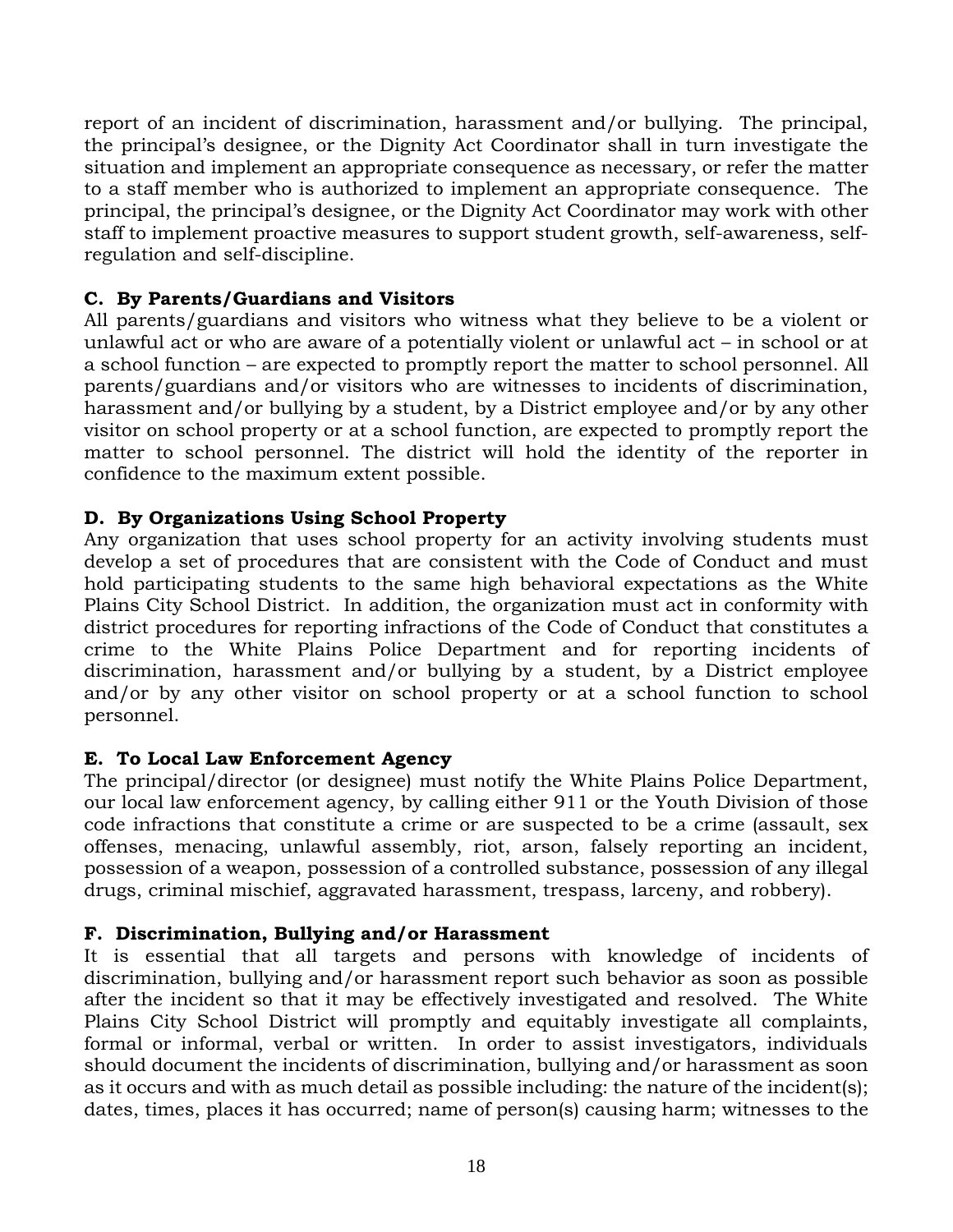report of an incident of discrimination, harassment and/or bullying. The principal, the principal's designee, or the Dignity Act Coordinator shall in turn investigate the situation and implement an appropriate consequence as necessary, or refer the matter to a staff member who is authorized to implement an appropriate consequence. The principal, the principal's designee, or the Dignity Act Coordinator may work with other staff to implement proactive measures to support student growth, self-awareness, self-regulation and self-discipline.

**C. By Parents/Guardians and Visitors**

All parents/guardians and visitors who witness what they believe to be a violent or unlawful act or who are aware of a potentially violent or unlawful act – in school or at a school function – are expected to promptly report the matter to school personnel. All parents/guardians and/or visitors who are witnesses to incidents of discrimination, harassment and/or bullying by a student, by a District employee and/or by any other visitor on school property or at a school function, are expected to promptly report the matter to school personnel. The district will hold the identity of the reporter in confidence to the maximum extent possible.

**D. By Organizations Using School Property**

Any organization that uses school property for an activity involving students must develop a set of procedures that are consistent with the Code of Conduct and must hold participating students to the same high behavioral expectations as the White Plains City School District. In addition, the organization must act in conformity with district procedures for reporting infractions of the Code of Conduct that constitutes a crime to the White Plains Police Department and for reporting incidents of discrimination, harassment and/or bullying by a student, by a District employee and/or by any other visitor on school property or at a school function to school personnel.

**E. To Local Law Enforcement Agency**

The principal/director (or designee) must notify the White Plains Police Department, our local law enforcement agency, by calling either 911 or the Youth Division of those code infractions that constitute a crime or are suspected to be a crime (assault, sex offenses, menacing, unlawful assembly, riot, arson, falsely reporting an incident, possession of a weapon, possession of a controlled substance, possession of any illegal drugs, criminal mischief, aggravated harassment, trespass, larceny, and robbery).

**F. Discrimination, Bullying and/or Harassment**

It is essential that all targets and persons with knowledge of incidents of discrimination, bullying and/or harassment report such behavior as soon as possible after the incident so that it may be effectively investigated and resolved. The White Plains City School District will promptly and equitably investigate all complaints, formal or informal, verbal or written. In order to assist investigators, individuals should document the incidents of discrimination, bullying and/or harassment as soon as it occurs and with as much detail as possible including: the nature of the incident(s); dates, times, places it has occurred; name of person(s) causing harm; witnesses to the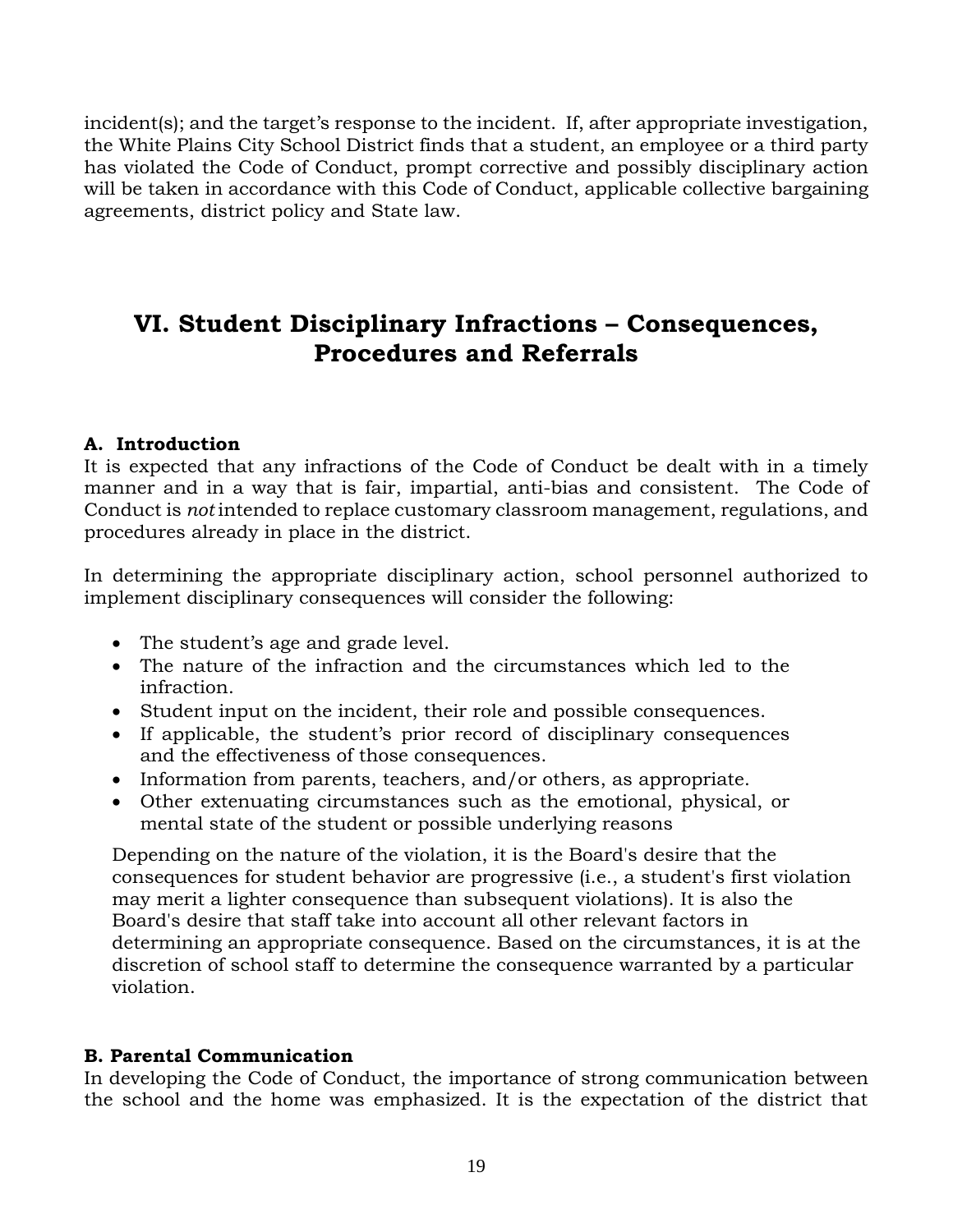incident(s); and the target's response to the incident. If, after appropriate investigation, the White Plains City School District finds that a student, an employee or a third party has violated the Code of Conduct, prompt corrective and possibly disciplinary action will be taken in accordance with this Code of Conduct, applicable collective bargaining agreements, district policy and State law.

# VI. Student Disciplinary Infractions – Consequences, Procedures and Referrals

**A. Introduction**

It is expected that any infractions of the Code of Conduct be dealt with in a timely manner and in a way that is fair, impartial, anti-bias and consistent. The Code of Conduct is *not* intended to replace customary classroom management, regulations, and procedures already in place in the district.

In determining the appropriate disciplinary action, school personnel authorized to implement disciplinary consequences will consider the following:

- The student's age and grade level.
- The nature of the infraction and the circumstances which led to the infraction.
- Student input on the incident, their role and possible consequences.
- If applicable, the student's prior record of disciplinary consequences and the effectiveness of those consequences.
- Information from parents, teachers, and/or others, as appropriate.
- Other extenuating circumstances such as the emotional, physical, or mental state of the student or possible underlying reasons

Depending on the nature of the violation, it is the Board's desire that the consequences for student behavior are progressive (i.e., a student's first violation may merit a lighter consequence than subsequent violations). It is also the Board's desire that staff take into account all other relevant factors in determining an appropriate consequence. Based on the circumstances, it is at the discretion of school staff to determine the consequence warranted by a particular violation.

**B. Parental Communication**

In developing the Code of Conduct, the importance of strong communication between the school and the home was emphasized. It is the expectation of the district that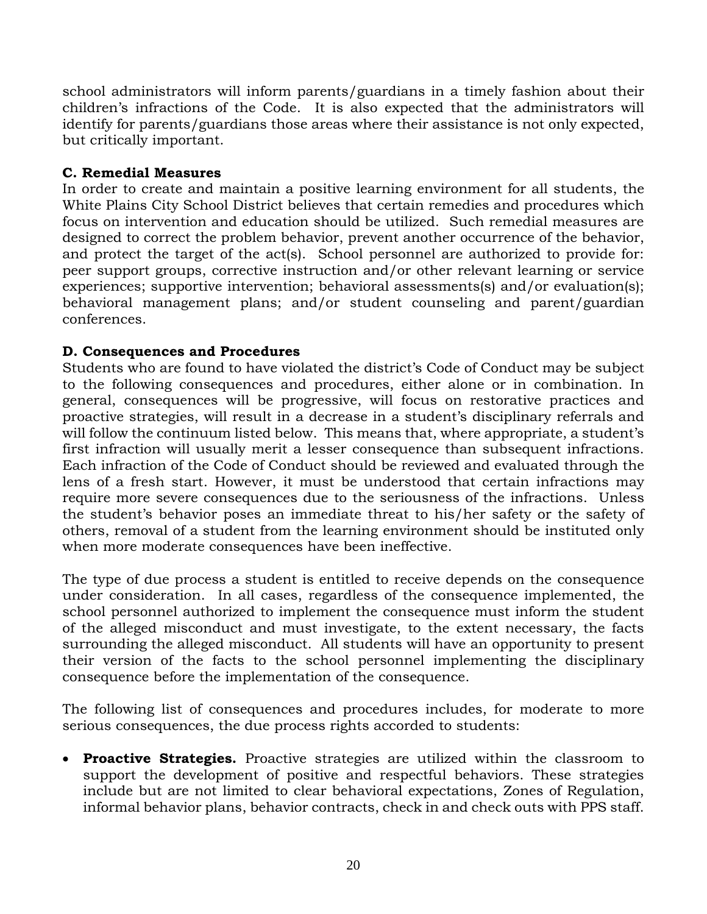school administrators will inform parents/guardians in a timely fashion about their children's infractions of the Code. It is also expected that the administrators will identify for parents/guardians those areas where their assistance is not only expected, but critically important.

### C. Remedial Measures

In order to create and maintain a positive learning environment for all students, the White Plains City School District believes that certain remedies and procedures which focus on intervention and education should be utilized. Such remedial measures are designed to correct the problem behavior, prevent another occurrence of the behavior, and protect the target of the act(s). School personnel are authorized to provide for: peer support groups, corrective instruction and/or other relevant learning or service experiences; supportive intervention; behavioral assessments(s) and/or evaluation(s); behavioral management plans; and/or student counseling and parent/guardian conferences.

### D. Consequences and Procedures

Students who are found to have violated the district's Code of Conduct may be subject to the following consequences and procedures, either alone or in combination. In general, consequences will be progressive, will focus on restorative practices and proactive strategies, will result in a decrease in a student's disciplinary referrals and will follow the continuum listed below. This means that, where appropriate, a student's first infraction will usually merit a lesser consequence than subsequent infractions. Each infraction of the Code of Conduct should be reviewed and evaluated through the lens of a fresh start. However, it must be understood that certain infractions may require more severe consequences due to the seriousness of the infractions. Unless the student's behavior poses an immediate threat to his/her safety or the safety of others, removal of a student from the learning environment should be instituted only when more moderate consequences have been ineffective.

The type of due process a student is entitled to receive depends on the consequence under consideration. In all cases, regardless of the consequence implemented, the school personnel authorized to implement the consequence must inform the student of the alleged misconduct and must investigate, to the extent necessary, the facts surrounding the alleged misconduct. All students will have an opportunity to present their version of the facts to the school personnel implementing the disciplinary consequence before the implementation of the consequence.

The following list of consequences and procedures includes, for moderate to more serious consequences, the due process rights accorded to students:

- **Proactive Strategies.** Proactive strategies are utilized within the classroom to support the development of positive and respectful behaviors. These strategies include but are not limited to clear behavioral expectations, Zones of Regulation, informal behavior plans, behavior contracts, check in and check outs with PPS staff.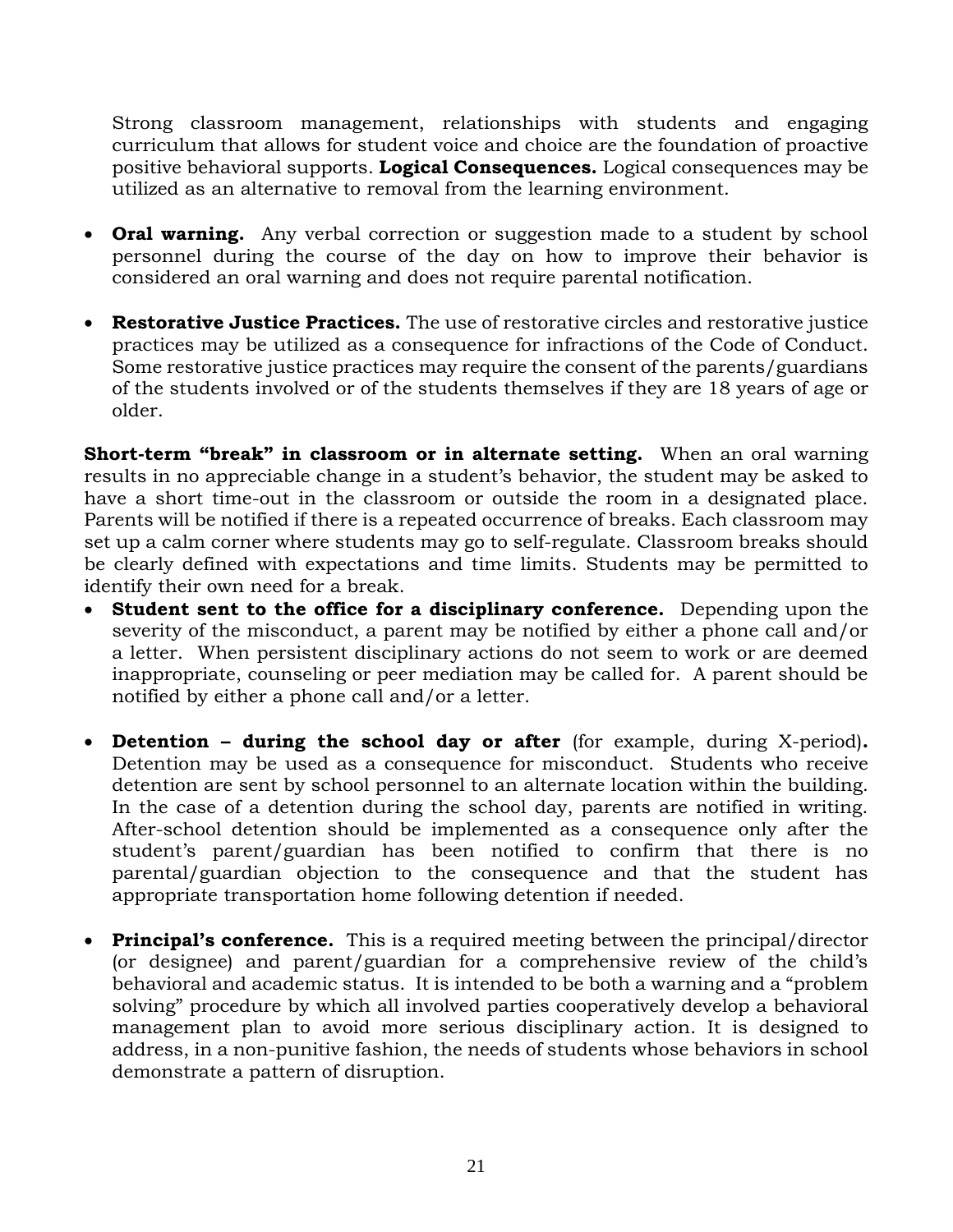Strong classroom management, relationships with students and engaging curriculum that allows for student voice and choice are the foundation of proactive positive behavioral supports. **Logical Consequences.** Logical consequences may be utilized as an alternative to removal from the learning environment.

- **Oral warning.** Any verbal correction or suggestion made to a student by school personnel during the course of the day on how to improve their behavior is considered an oral warning and does not require parental notification.

- **Restorative Justice Practices.** The use of restorative circles and restorative justice practices may be utilized as a consequence for infractions of the Code of Conduct. Some restorative justice practices may require the consent of the parents/guardians of the students involved or of the students themselves if they are 18 years of age or older.

**Short-term "break" in classroom or in alternate setting.** When an oral warning results in no appreciable change in a student's behavior, the student may be asked to have a short time-out in the classroom or outside the room in a designated place. Parents will be notified if there is a repeated occurrence of breaks. Each classroom may set up a calm corner where students may go to self-regulate. Classroom breaks should be clearly defined with expectations and time limits. Students may be permitted to identify their own need for a break.

- **Student sent to the office for a disciplinary conference.** Depending upon the severity of the misconduct, a parent may be notified by either a phone call and/or a letter. When persistent disciplinary actions do not seem to work or are deemed inappropriate, counseling or peer mediation may be called for. A parent should be notified by either a phone call and/or a letter.

- **Detention – during the school day or after** (for example, during X-period)**.** Detention may be used as a consequence for misconduct. Students who receive detention are sent by school personnel to an alternate location within the building. In the case of a detention during the school day, parents are notified in writing. After-school detention should be implemented as a consequence only after the student's parent/guardian has been notified to confirm that there is no parental/guardian objection to the consequence and that the student has appropriate transportation home following detention if needed.

- **Principal's conference.** This is a required meeting between the principal/director (or designee) and parent/guardian for a comprehensive review of the child's behavioral and academic status. It is intended to be both a warning and a "problem solving" procedure by which all involved parties cooperatively develop a behavioral management plan to avoid more serious disciplinary action. It is designed to address, in a non-punitive fashion, the needs of students whose behaviors in school demonstrate a pattern of disruption.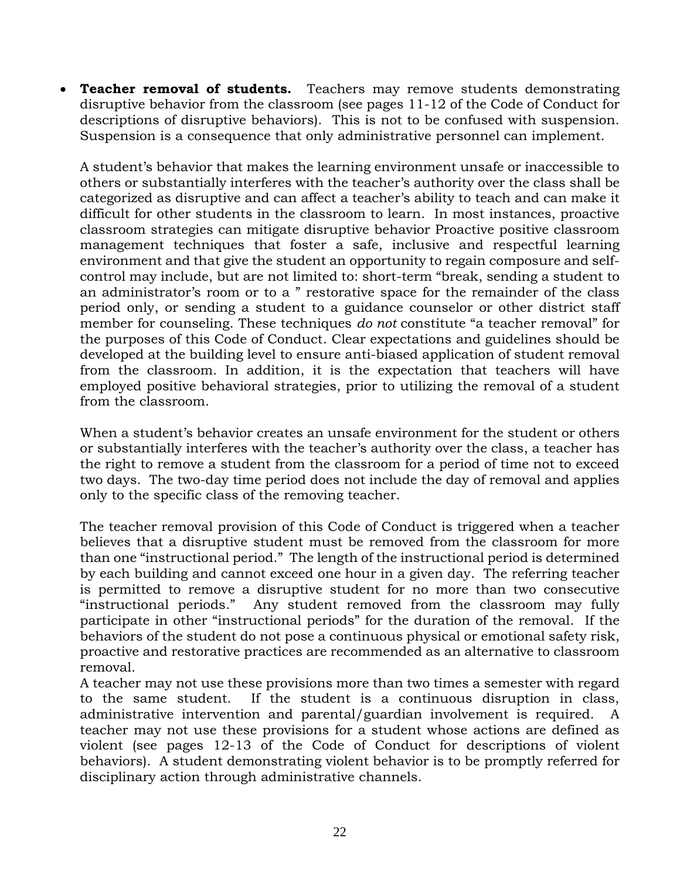- **Teacher removal of students.** Teachers may remove students demonstrating disruptive behavior from the classroom (see pages 11-12 of the Code of Conduct for descriptions of disruptive behaviors). This is not to be confused with suspension. Suspension is a consequence that only administrative personnel can implement.

  A student's behavior that makes the learning environment unsafe or inaccessible to others or substantially interferes with the teacher's authority over the class shall be categorized as disruptive and can affect a teacher's ability to teach and can make it difficult for other students in the classroom to learn. In most instances, proactive classroom strategies can mitigate disruptive behavior Proactive positive classroom management techniques that foster a safe, inclusive and respectful learning environment and that give the student an opportunity to regain composure and self-control may include, but are not limited to: short-term "break, sending a student to an administrator's room or to a " restorative space for the remainder of the class period only, or sending a student to a guidance counselor or other district staff member for counseling. These techniques *do not* constitute "a teacher removal" for the purposes of this Code of Conduct. Clear expectations and guidelines should be developed at the building level to ensure anti-biased application of student removal from the classroom. In addition, it is the expectation that teachers will have employed positive behavioral strategies, prior to utilizing the removal of a student from the classroom.

  When a student's behavior creates an unsafe environment for the student or others or substantially interferes with the teacher's authority over the class, a teacher has the right to remove a student from the classroom for a period of time not to exceed two days. The two-day time period does not include the day of removal and applies only to the specific class of the removing teacher.

  The teacher removal provision of this Code of Conduct is triggered when a teacher believes that a disruptive student must be removed from the classroom for more than one "instructional period." The length of the instructional period is determined by each building and cannot exceed one hour in a given day. The referring teacher is permitted to remove a disruptive student for no more than two consecutive "instructional periods." Any student removed from the classroom may fully participate in other "instructional periods" for the duration of the removal. If the behaviors of the student do not pose a continuous physical or emotional safety risk, proactive and restorative practices are recommended as an alternative to classroom removal.
  A teacher may not use these provisions more than two times a semester with regard to the same student. If the student is a continuous disruption in class, administrative intervention and parental/guardian involvement is required. A teacher may not use these provisions for a student whose actions are defined as violent (see pages 12-13 of the Code of Conduct for descriptions of violent behaviors). A student demonstrating violent behavior is to be promptly referred for disciplinary action through administrative channels.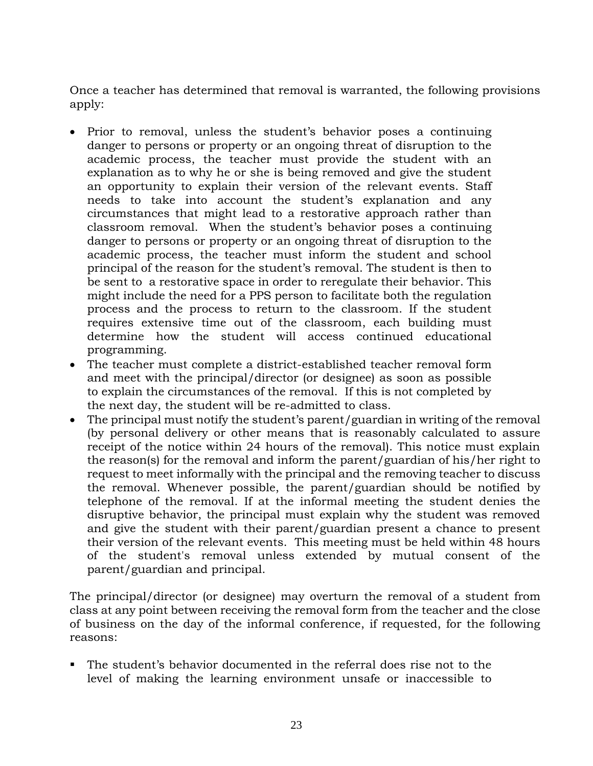Once a teacher has determined that removal is warranted, the following provisions apply:

- Prior to removal, unless the student's behavior poses a continuing danger to persons or property or an ongoing threat of disruption to the academic process, the teacher must provide the student with an explanation as to why he or she is being removed and give the student an opportunity to explain their version of the relevant events. Staff needs to take into account the student's explanation and any circumstances that might lead to a restorative approach rather than classroom removal. When the student's behavior poses a continuing danger to persons or property or an ongoing threat of disruption to the academic process, the teacher must inform the student and school principal of the reason for the student's removal. The student is then to be sent to a restorative space in order to reregulate their behavior. This might include the need for a PPS person to facilitate both the regulation process and the process to return to the classroom. If the student requires extensive time out of the classroom, each building must determine how the student will access continued educational programming.
- The teacher must complete a district-established teacher removal form and meet with the principal/director (or designee) as soon as possible to explain the circumstances of the removal. If this is not completed by the next day, the student will be re-admitted to class.
- The principal must notify the student's parent/guardian in writing of the removal (by personal delivery or other means that is reasonably calculated to assure receipt of the notice within 24 hours of the removal). This notice must explain the reason(s) for the removal and inform the parent/guardian of his/her right to request to meet informally with the principal and the removing teacher to discuss the removal. Whenever possible, the parent/guardian should be notified by telephone of the removal. If at the informal meeting the student denies the disruptive behavior, the principal must explain why the student was removed and give the student with their parent/guardian present a chance to present their version of the relevant events. This meeting must be held within 48 hours of the student's removal unless extended by mutual consent of the parent/guardian and principal.

The principal/director (or designee) may overturn the removal of a student from class at any point between receiving the removal form from the teacher and the close of business on the day of the informal conference, if requested, for the following reasons:

- The student's behavior documented in the referral does rise not to the level of making the learning environment unsafe or inaccessible to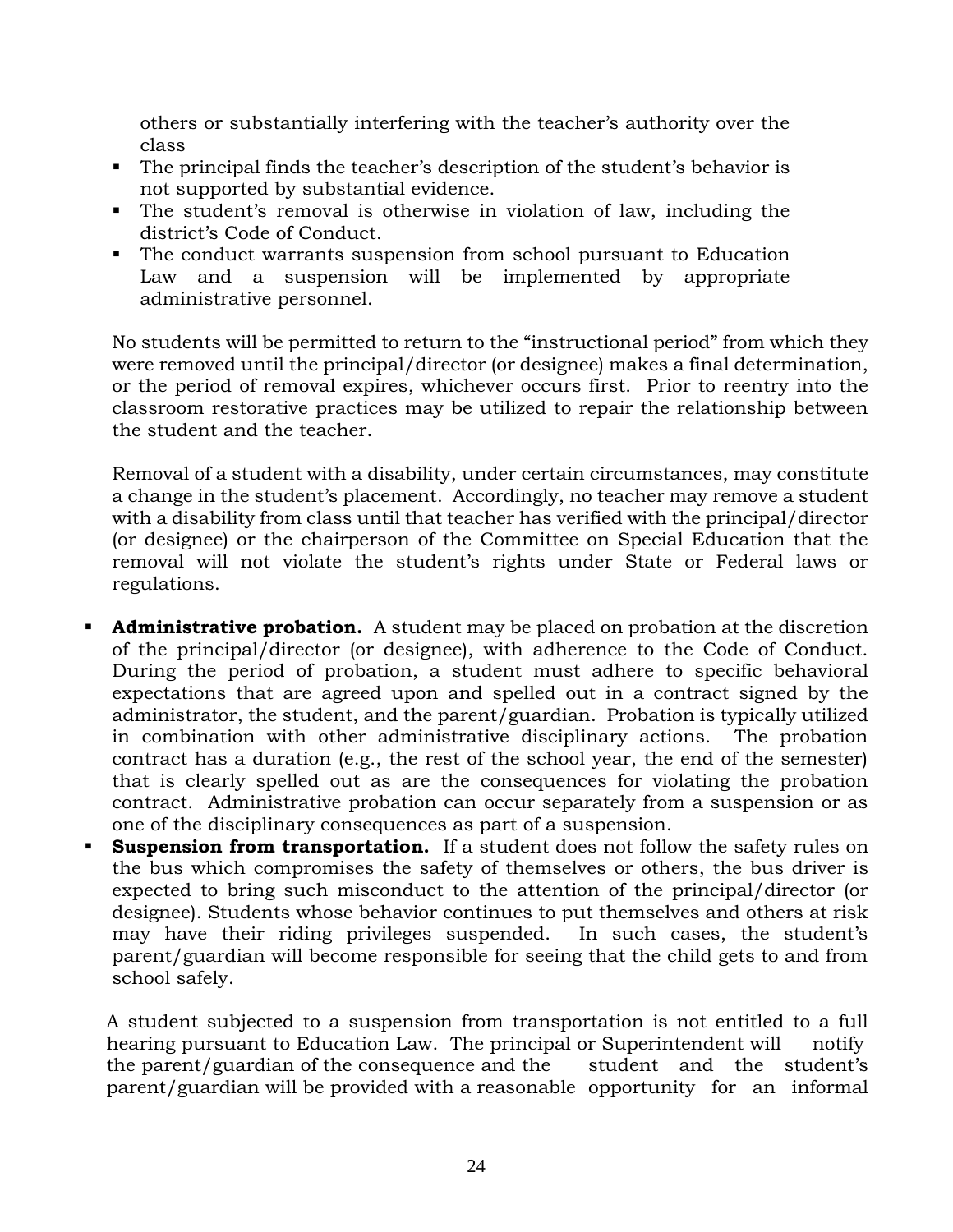others or substantially interfering with the teacher's authority over the class

- The principal finds the teacher's description of the student's behavior is not supported by substantial evidence.
- The student's removal is otherwise in violation of law, including the district's Code of Conduct.
- The conduct warrants suspension from school pursuant to Education Law and a suspension will be implemented by appropriate administrative personnel.

No students will be permitted to return to the "instructional period" from which they were removed until the principal/director (or designee) makes a final determination, or the period of removal expires, whichever occurs first. Prior to reentry into the classroom restorative practices may be utilized to repair the relationship between the student and the teacher.

Removal of a student with a disability, under certain circumstances, may constitute a change in the student's placement. Accordingly, no teacher may remove a student with a disability from class until that teacher has verified with the principal/director (or designee) or the chairperson of the Committee on Special Education that the removal will not violate the student's rights under State or Federal laws or regulations.

- **Administrative probation.** A student may be placed on probation at the discretion of the principal/director (or designee), with adherence to the Code of Conduct. During the period of probation, a student must adhere to specific behavioral expectations that are agreed upon and spelled out in a contract signed by the administrator, the student, and the parent/guardian. Probation is typically utilized in combination with other administrative disciplinary actions. The probation contract has a duration (e.g., the rest of the school year, the end of the semester) that is clearly spelled out as are the consequences for violating the probation contract. Administrative probation can occur separately from a suspension or as one of the disciplinary consequences as part of a suspension.
- **Suspension from transportation.** If a student does not follow the safety rules on the bus which compromises the safety of themselves or others, the bus driver is expected to bring such misconduct to the attention of the principal/director (or designee). Students whose behavior continues to put themselves and others at risk may have their riding privileges suspended. In such cases, the student's parent/guardian will become responsible for seeing that the child gets to and from school safely.

A student subjected to a suspension from transportation is not entitled to a full hearing pursuant to Education Law. The principal or Superintendent will notify the parent/guardian of the consequence and the student and the student's parent/guardian will be provided with a reasonable opportunity for an informal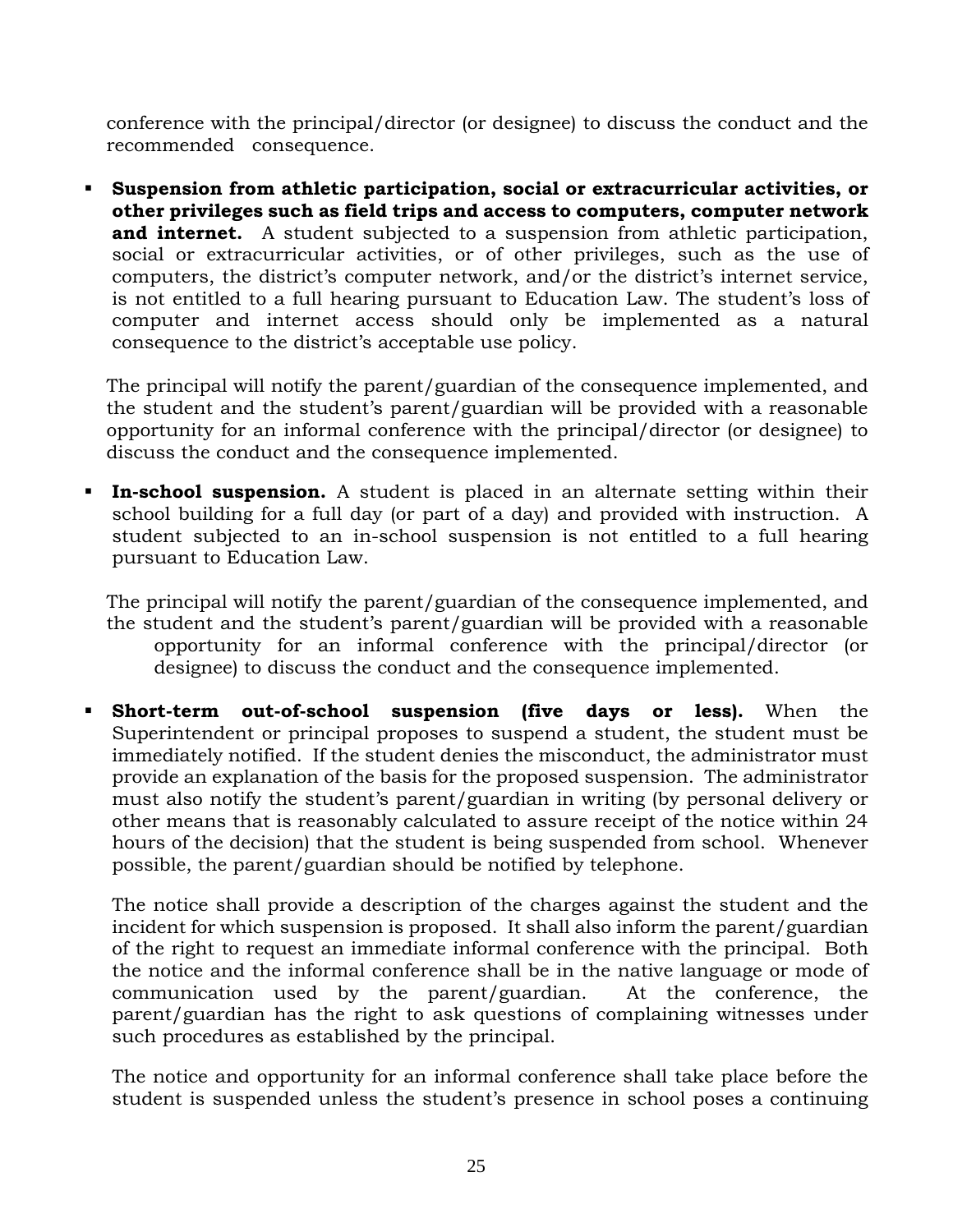conference with the principal/director (or designee) to discuss the conduct and the recommended consequence.

- **Suspension from athletic participation, social or extracurricular activities, or other privileges such as field trips and access to computers, computer network and internet.** A student subjected to a suspension from athletic participation, social or extracurricular activities, or of other privileges, such as the use of computers, the district's computer network, and/or the district's internet service, is not entitled to a full hearing pursuant to Education Law. The student's loss of computer and internet access should only be implemented as a natural consequence to the district's acceptable use policy.

  The principal will notify the parent/guardian of the consequence implemented, and the student and the student's parent/guardian will be provided with a reasonable opportunity for an informal conference with the principal/director (or designee) to discuss the conduct and the consequence implemented.

- **In-school suspension.** A student is placed in an alternate setting within their school building for a full day (or part of a day) and provided with instruction. A student subjected to an in-school suspension is not entitled to a full hearing pursuant to Education Law.

  The principal will notify the parent/guardian of the consequence implemented, and the student and the student's parent/guardian will be provided with a reasonable opportunity for an informal conference with the principal/director (or designee) to discuss the conduct and the consequence implemented.

- **Short-term out-of-school suspension (five days or less).** When the Superintendent or principal proposes to suspend a student, the student must be immediately notified. If the student denies the misconduct, the administrator must provide an explanation of the basis for the proposed suspension. The administrator must also notify the student's parent/guardian in writing (by personal delivery or other means that is reasonably calculated to assure receipt of the notice within 24 hours of the decision) that the student is being suspended from school. Whenever possible, the parent/guardian should be notified by telephone.

  The notice shall provide a description of the charges against the student and the incident for which suspension is proposed. It shall also inform the parent/guardian of the right to request an immediate informal conference with the principal. Both the notice and the informal conference shall be in the native language or mode of communication used by the parent/guardian. At the conference, the parent/guardian has the right to ask questions of complaining witnesses under such procedures as established by the principal.

  The notice and opportunity for an informal conference shall take place before the student is suspended unless the student's presence in school poses a continuing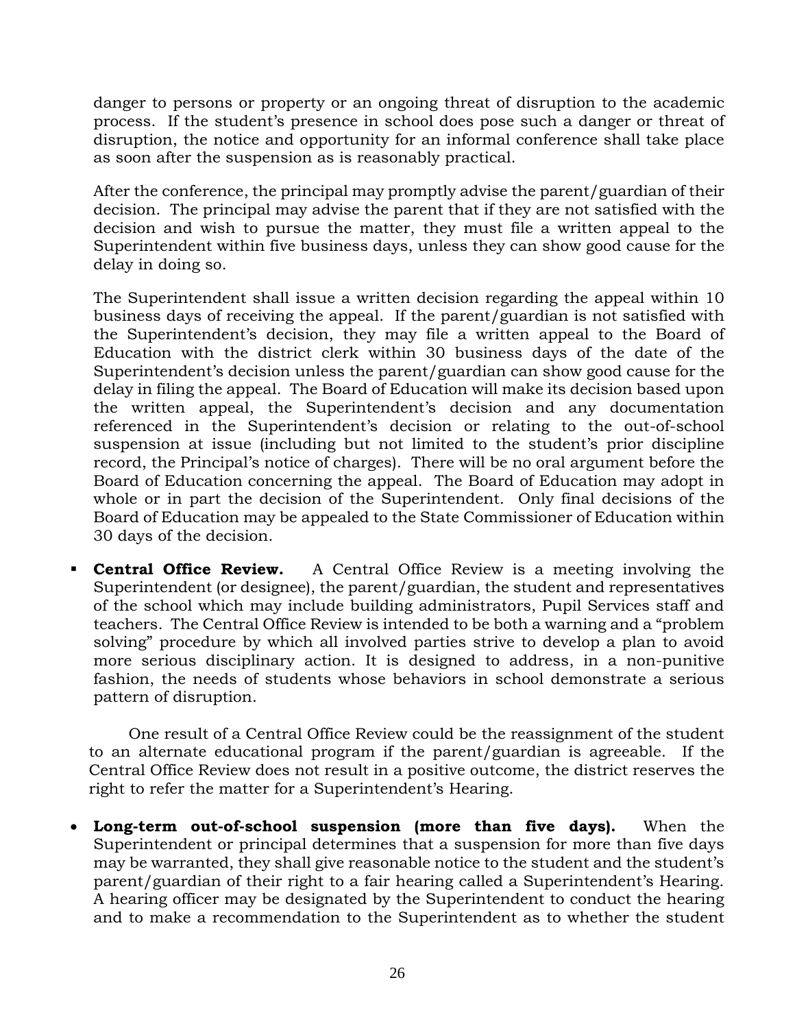danger to persons or property or an ongoing threat of disruption to the academic process. If the student's presence in school does pose such a danger or threat of disruption, the notice and opportunity for an informal conference shall take place as soon after the suspension as is reasonably practical.

After the conference, the principal may promptly advise the parent/guardian of their decision. The principal may advise the parent that if they are not satisfied with the decision and wish to pursue the matter, they must file a written appeal to the Superintendent within five business days, unless they can show good cause for the delay in doing so.

The Superintendent shall issue a written decision regarding the appeal within 10 business days of receiving the appeal. If the parent/guardian is not satisfied with the Superintendent's decision, they may file a written appeal to the Board of Education with the district clerk within 30 business days of the date of the Superintendent's decision unless the parent/guardian can show good cause for the delay in filing the appeal. The Board of Education will make its decision based upon the written appeal, the Superintendent's decision and any documentation referenced in the Superintendent's decision or relating to the out-of-school suspension at issue (including but not limited to the student's prior discipline record, the Principal's notice of charges). There will be no oral argument before the Board of Education concerning the appeal. The Board of Education may adopt in whole or in part the decision of the Superintendent. Only final decisions of the Board of Education may be appealed to the State Commissioner of Education within 30 days of the decision.

- **Central Office Review.** A Central Office Review is a meeting involving the Superintendent (or designee), the parent/guardian, the student and representatives of the school which may include building administrators, Pupil Services staff and teachers. The Central Office Review is intended to be both a warning and a "problem solving" procedure by which all involved parties strive to develop a plan to avoid more serious disciplinary action. It is designed to address, in a non-punitive fashion, the needs of students whose behaviors in school demonstrate a serious pattern of disruption.

  One result of a Central Office Review could be the reassignment of the student to an alternate educational program if the parent/guardian is agreeable. If the Central Office Review does not result in a positive outcome, the district reserves the right to refer the matter for a Superintendent's Hearing.

- **Long-term out-of-school suspension (more than five days).** When the Superintendent or principal determines that a suspension for more than five days may be warranted, they shall give reasonable notice to the student and the student's parent/guardian of their right to a fair hearing called a Superintendent's Hearing. A hearing officer may be designated by the Superintendent to conduct the hearing and to make a recommendation to the Superintendent as to whether the student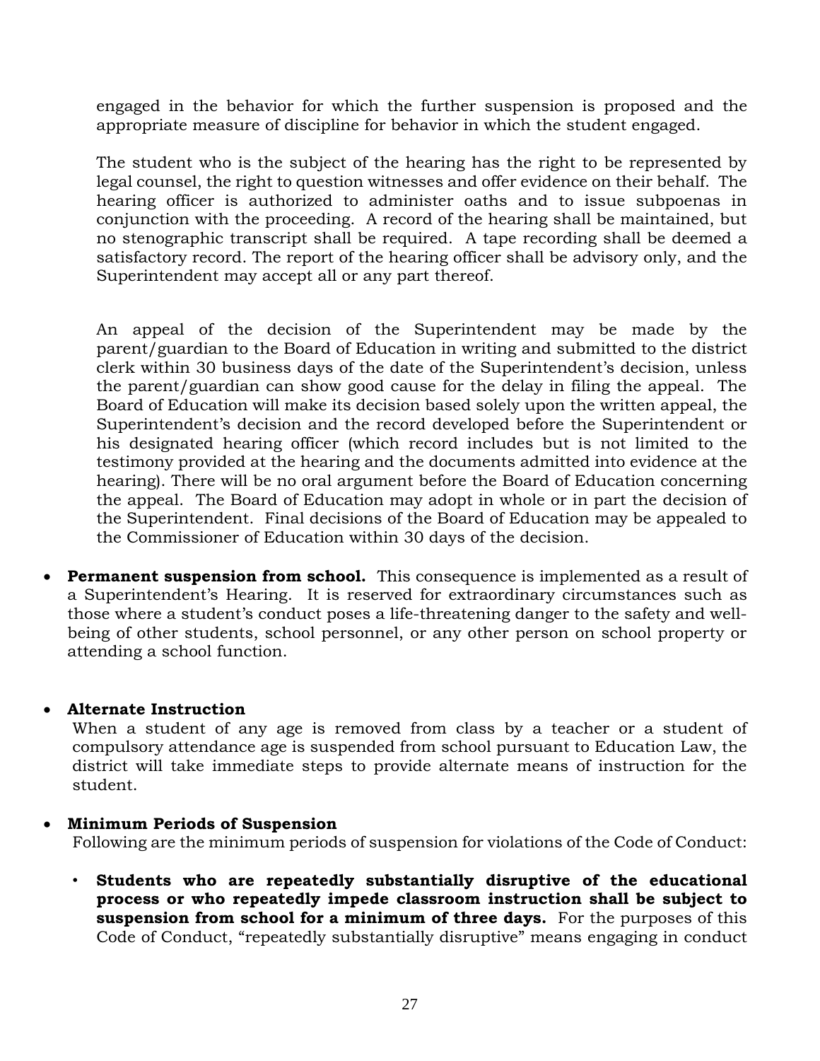engaged in the behavior for which the further suspension is proposed and the appropriate measure of discipline for behavior in which the student engaged.

The student who is the subject of the hearing has the right to be represented by legal counsel, the right to question witnesses and offer evidence on their behalf. The hearing officer is authorized to administer oaths and to issue subpoenas in conjunction with the proceeding. A record of the hearing shall be maintained, but no stenographic transcript shall be required. A tape recording shall be deemed a satisfactory record. The report of the hearing officer shall be advisory only, and the Superintendent may accept all or any part thereof.

An appeal of the decision of the Superintendent may be made by the parent/guardian to the Board of Education in writing and submitted to the district clerk within 30 business days of the date of the Superintendent's decision, unless the parent/guardian can show good cause for the delay in filing the appeal. The Board of Education will make its decision based solely upon the written appeal, the Superintendent's decision and the record developed before the Superintendent or his designated hearing officer (which record includes but is not limited to the testimony provided at the hearing and the documents admitted into evidence at the hearing). There will be no oral argument before the Board of Education concerning the appeal. The Board of Education may adopt in whole or in part the decision of the Superintendent. Final decisions of the Board of Education may be appealed to the Commissioner of Education within 30 days of the decision.

- **Permanent suspension from school.** This consequence is implemented as a result of a Superintendent's Hearing. It is reserved for extraordinary circumstances such as those where a student's conduct poses a life-threatening danger to the safety and well-being of other students, school personnel, or any other person on school property or attending a school function.

- **Alternate Instruction**
  When a student of any age is removed from class by a teacher or a student of compulsory attendance age is suspended from school pursuant to Education Law, the district will take immediate steps to provide alternate means of instruction for the student.

- **Minimum Periods of Suspension**
  Following are the minimum periods of suspension for violations of the Code of Conduct:

  - **Students who are repeatedly substantially disruptive of the educational process or who repeatedly impede classroom instruction shall be subject to suspension from school for a minimum of three days.** For the purposes of this Code of Conduct, "repeatedly substantially disruptive" means engaging in conduct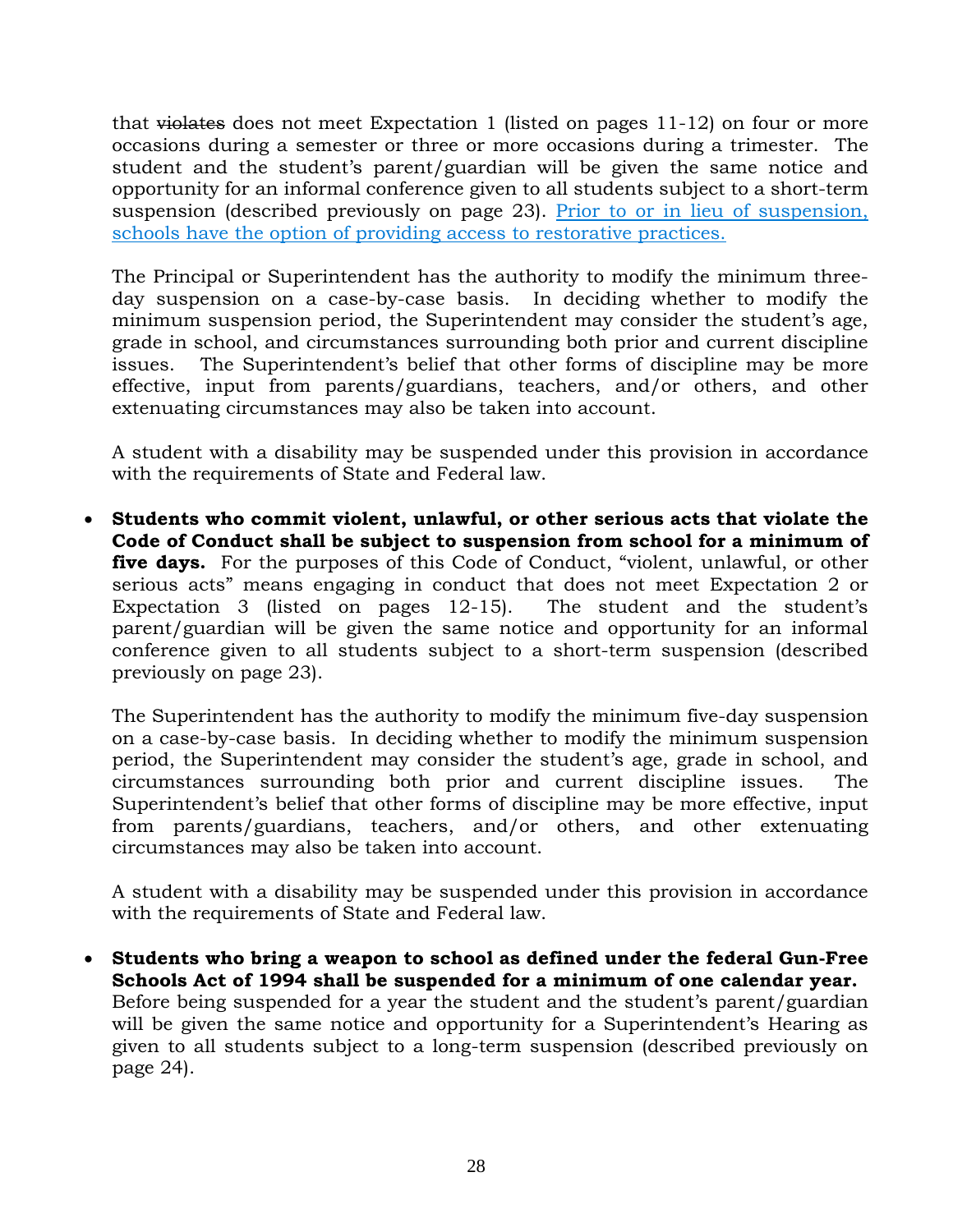that ~~violates~~ does not meet Expectation 1 (listed on pages 11-12) on four or more occasions during a semester or three or more occasions during a trimester. The student and the student's parent/guardian will be given the same notice and opportunity for an informal conference given to all students subject to a short-term suspension (described previously on page 23). Prior to or in lieu of suspension, schools have the option of providing access to restorative practices.

The Principal or Superintendent has the authority to modify the minimum three-day suspension on a case-by-case basis. In deciding whether to modify the minimum suspension period, the Superintendent may consider the student's age, grade in school, and circumstances surrounding both prior and current discipline issues. The Superintendent's belief that other forms of discipline may be more effective, input from parents/guardians, teachers, and/or others, and other extenuating circumstances may also be taken into account.

A student with a disability may be suspended under this provision in accordance with the requirements of State and Federal law.

- **Students who commit violent, unlawful, or other serious acts that violate the Code of Conduct shall be subject to suspension from school for a minimum of five days.** For the purposes of this Code of Conduct, "violent, unlawful, or other serious acts" means engaging in conduct that does not meet Expectation 2 or Expectation 3 (listed on pages 12-15). The student and the student's parent/guardian will be given the same notice and opportunity for an informal conference given to all students subject to a short-term suspension (described previously on page 23).

  The Superintendent has the authority to modify the minimum five-day suspension on a case-by-case basis. In deciding whether to modify the minimum suspension period, the Superintendent may consider the student's age, grade in school, and circumstances surrounding both prior and current discipline issues. The Superintendent's belief that other forms of discipline may be more effective, input from parents/guardians, teachers, and/or others, and other extenuating circumstances may also be taken into account.

  A student with a disability may be suspended under this provision in accordance with the requirements of State and Federal law.

- **Students who bring a weapon to school as defined under the federal Gun-Free Schools Act of 1994 shall be suspended for a minimum of one calendar year.** Before being suspended for a year the student and the student's parent/guardian will be given the same notice and opportunity for a Superintendent's Hearing as given to all students subject to a long-term suspension (described previously on page 24).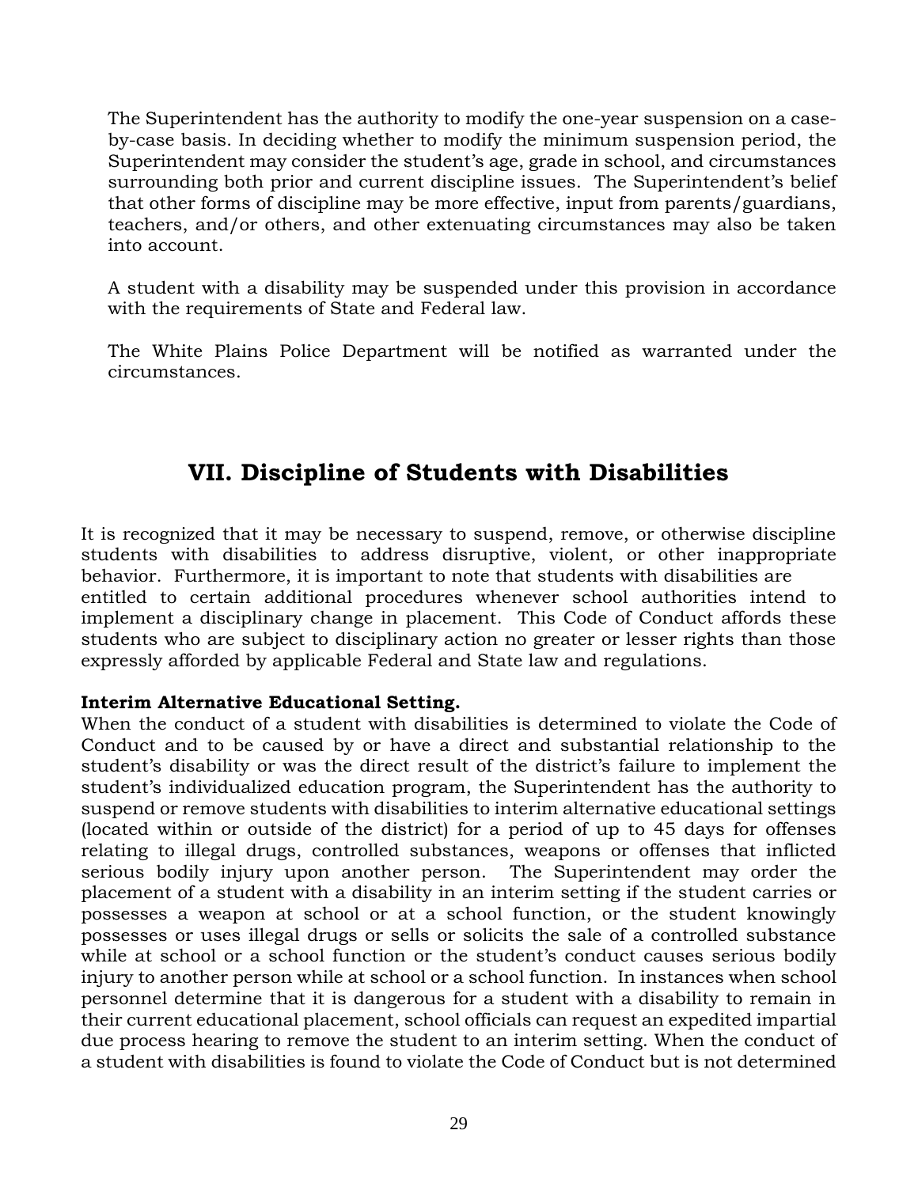The Superintendent has the authority to modify the one-year suspension on a case-by-case basis. In deciding whether to modify the minimum suspension period, the Superintendent may consider the student's age, grade in school, and circumstances surrounding both prior and current discipline issues. The Superintendent's belief that other forms of discipline may be more effective, input from parents/guardians, teachers, and/or others, and other extenuating circumstances may also be taken into account.

A student with a disability may be suspended under this provision in accordance with the requirements of State and Federal law.

The White Plains Police Department will be notified as warranted under the circumstances.

# VII. Discipline of Students with Disabilities

It is recognized that it may be necessary to suspend, remove, or otherwise discipline students with disabilities to address disruptive, violent, or other inappropriate behavior. Furthermore, it is important to note that students with disabilities are entitled to certain additional procedures whenever school authorities intend to implement a disciplinary change in placement. This Code of Conduct affords these students who are subject to disciplinary action no greater or lesser rights than those expressly afforded by applicable Federal and State law and regulations.

**Interim Alternative Educational Setting.**
When the conduct of a student with disabilities is determined to violate the Code of Conduct and to be caused by or have a direct and substantial relationship to the student's disability or was the direct result of the district's failure to implement the student's individualized education program, the Superintendent has the authority to suspend or remove students with disabilities to interim alternative educational settings (located within or outside of the district) for a period of up to 45 days for offenses relating to illegal drugs, controlled substances, weapons or offenses that inflicted serious bodily injury upon another person. The Superintendent may order the placement of a student with a disability in an interim setting if the student carries or possesses a weapon at school or at a school function, or the student knowingly possesses or uses illegal drugs or sells or solicits the sale of a controlled substance while at school or a school function or the student's conduct causes serious bodily injury to another person while at school or a school function. In instances when school personnel determine that it is dangerous for a student with a disability to remain in their current educational placement, school officials can request an expedited impartial due process hearing to remove the student to an interim setting. When the conduct of a student with disabilities is found to violate the Code of Conduct but is not determined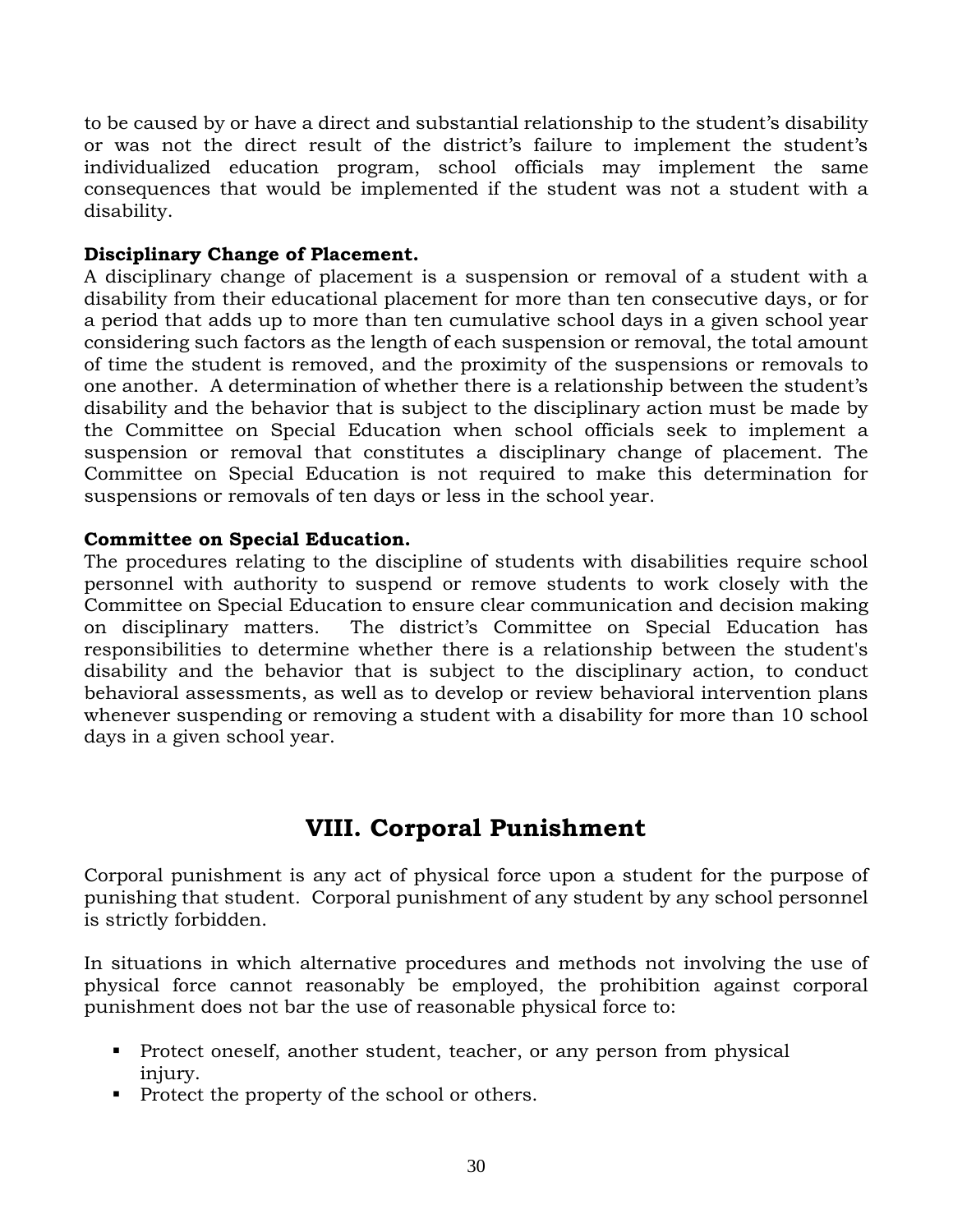to be caused by or have a direct and substantial relationship to the student's disability or was not the direct result of the district's failure to implement the student's individualized education program, school officials may implement the same consequences that would be implemented if the student was not a student with a disability.

**Disciplinary Change of Placement.**
A disciplinary change of placement is a suspension or removal of a student with a disability from their educational placement for more than ten consecutive days, or for a period that adds up to more than ten cumulative school days in a given school year considering such factors as the length of each suspension or removal, the total amount of time the student is removed, and the proximity of the suspensions or removals to one another. A determination of whether there is a relationship between the student's disability and the behavior that is subject to the disciplinary action must be made by the Committee on Special Education when school officials seek to implement a suspension or removal that constitutes a disciplinary change of placement. The Committee on Special Education is not required to make this determination for suspensions or removals of ten days or less in the school year.

**Committee on Special Education.**
The procedures relating to the discipline of students with disabilities require school personnel with authority to suspend or remove students to work closely with the Committee on Special Education to ensure clear communication and decision making on disciplinary matters. The district's Committee on Special Education has responsibilities to determine whether there is a relationship between the student's disability and the behavior that is subject to the disciplinary action, to conduct behavioral assessments, as well as to develop or review behavioral intervention plans whenever suspending or removing a student with a disability for more than 10 school days in a given school year.

# VIII. Corporal Punishment

Corporal punishment is any act of physical force upon a student for the purpose of punishing that student. Corporal punishment of any student by any school personnel is strictly forbidden.

In situations in which alternative procedures and methods not involving the use of physical force cannot reasonably be employed, the prohibition against corporal punishment does not bar the use of reasonable physical force to:

- Protect oneself, another student, teacher, or any person from physical injury.
- Protect the property of the school or others.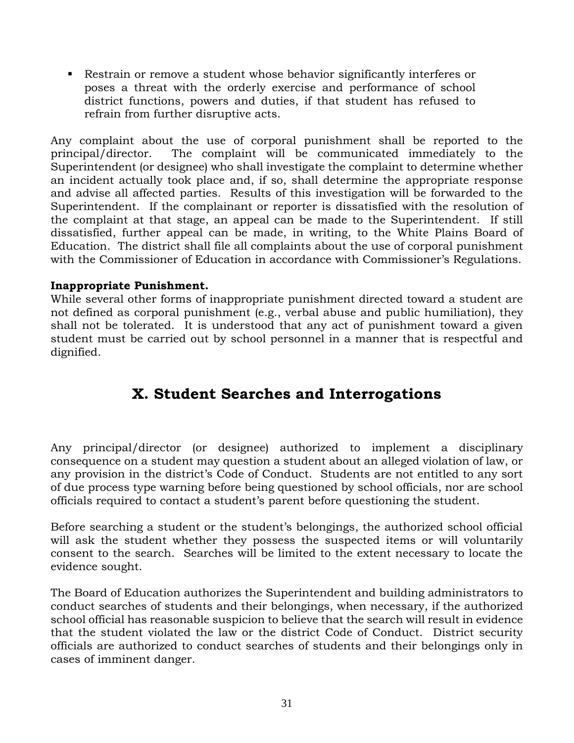- Restrain or remove a student whose behavior significantly interferes or poses a threat with the orderly exercise and performance of school district functions, powers and duties, if that student has refused to refrain from further disruptive acts.

Any complaint about the use of corporal punishment shall be reported to the principal/director. The complaint will be communicated immediately to the Superintendent (or designee) who shall investigate the complaint to determine whether an incident actually took place and, if so, shall determine the appropriate response and advise all affected parties. Results of this investigation will be forwarded to the Superintendent. If the complainant or reporter is dissatisfied with the resolution of the complaint at that stage, an appeal can be made to the Superintendent. If still dissatisfied, further appeal can be made, in writing, to the White Plains Board of Education. The district shall file all complaints about the use of corporal punishment with the Commissioner of Education in accordance with Commissioner's Regulations.

**Inappropriate Punishment.**
While several other forms of inappropriate punishment directed toward a student are not defined as corporal punishment (e.g., verbal abuse and public humiliation), they shall not be tolerated. It is understood that any act of punishment toward a given student must be carried out by school personnel in a manner that is respectful and dignified.

# X. Student Searches and Interrogations

Any principal/director (or designee) authorized to implement a disciplinary consequence on a student may question a student about an alleged violation of law, or any provision in the district's Code of Conduct. Students are not entitled to any sort of due process type warning before being questioned by school officials, nor are school officials required to contact a student's parent before questioning the student.

Before searching a student or the student's belongings, the authorized school official will ask the student whether they possess the suspected items or will voluntarily consent to the search. Searches will be limited to the extent necessary to locate the evidence sought.

The Board of Education authorizes the Superintendent and building administrators to conduct searches of students and their belongings, when necessary, if the authorized school official has reasonable suspicion to believe that the search will result in evidence that the student violated the law or the district Code of Conduct. District security officials are authorized to conduct searches of students and their belongings only in cases of imminent danger.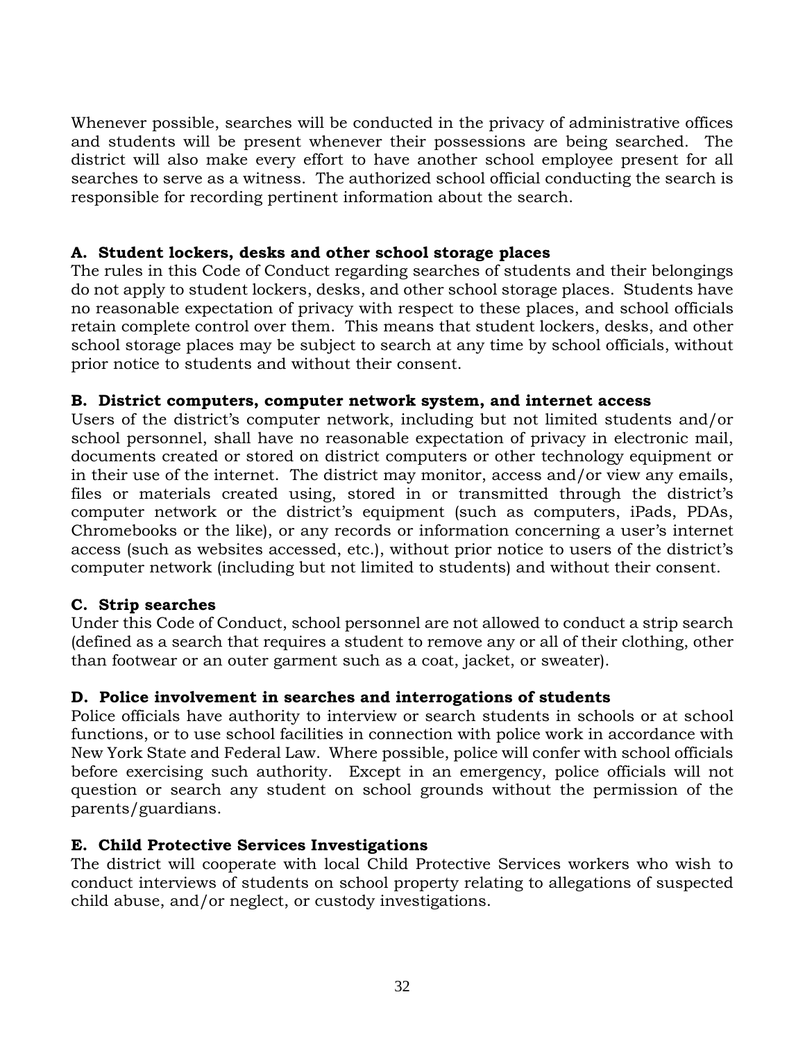Whenever possible, searches will be conducted in the privacy of administrative offices and students will be present whenever their possessions are being searched. The district will also make every effort to have another school employee present for all searches to serve as a witness. The authorized school official conducting the search is responsible for recording pertinent information about the search.

**A. Student lockers, desks and other school storage places**

The rules in this Code of Conduct regarding searches of students and their belongings do not apply to student lockers, desks, and other school storage places. Students have no reasonable expectation of privacy with respect to these places, and school officials retain complete control over them. This means that student lockers, desks, and other school storage places may be subject to search at any time by school officials, without prior notice to students and without their consent.

**B. District computers, computer network system, and internet access**

Users of the district's computer network, including but not limited students and/or school personnel, shall have no reasonable expectation of privacy in electronic mail, documents created or stored on district computers or other technology equipment or in their use of the internet. The district may monitor, access and/or view any emails, files or materials created using, stored in or transmitted through the district's computer network or the district's equipment (such as computers, iPads, PDAs, Chromebooks or the like), or any records or information concerning a user's internet access (such as websites accessed, etc.), without prior notice to users of the district's computer network (including but not limited to students) and without their consent.

**C. Strip searches**

Under this Code of Conduct, school personnel are not allowed to conduct a strip search (defined as a search that requires a student to remove any or all of their clothing, other than footwear or an outer garment such as a coat, jacket, or sweater).

**D. Police involvement in searches and interrogations of students**

Police officials have authority to interview or search students in schools or at school functions, or to use school facilities in connection with police work in accordance with New York State and Federal Law. Where possible, police will confer with school officials before exercising such authority. Except in an emergency, police officials will not question or search any student on school grounds without the permission of the parents/guardians.

**E. Child Protective Services Investigations**

The district will cooperate with local Child Protective Services workers who wish to conduct interviews of students on school property relating to allegations of suspected child abuse, and/or neglect, or custody investigations.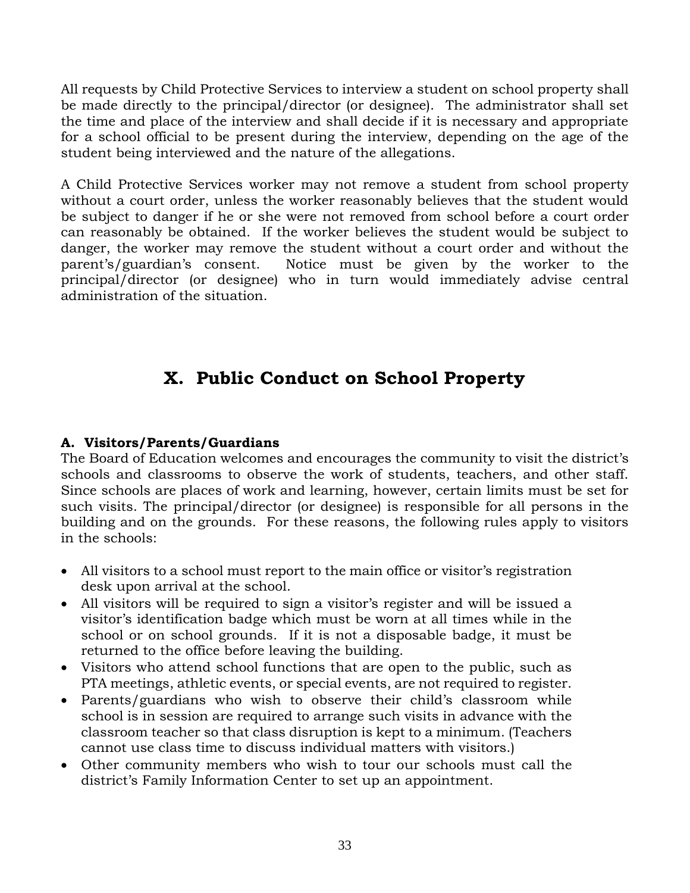All requests by Child Protective Services to interview a student on school property shall be made directly to the principal/director (or designee). The administrator shall set the time and place of the interview and shall decide if it is necessary and appropriate for a school official to be present during the interview, depending on the age of the student being interviewed and the nature of the allegations.

A Child Protective Services worker may not remove a student from school property without a court order, unless the worker reasonably believes that the student would be subject to danger if he or she were not removed from school before a court order can reasonably be obtained. If the worker believes the student would be subject to danger, the worker may remove the student without a court order and without the parent's/guardian's consent. Notice must be given by the worker to the principal/director (or designee) who in turn would immediately advise central administration of the situation.

# X. Public Conduct on School Property

### A. Visitors/Parents/Guardians

The Board of Education welcomes and encourages the community to visit the district's schools and classrooms to observe the work of students, teachers, and other staff. Since schools are places of work and learning, however, certain limits must be set for such visits. The principal/director (or designee) is responsible for all persons in the building and on the grounds. For these reasons, the following rules apply to visitors in the schools:

- All visitors to a school must report to the main office or visitor's registration desk upon arrival at the school.
- All visitors will be required to sign a visitor's register and will be issued a visitor's identification badge which must be worn at all times while in the school or on school grounds. If it is not a disposable badge, it must be returned to the office before leaving the building.
- Visitors who attend school functions that are open to the public, such as PTA meetings, athletic events, or special events, are not required to register.
- Parents/guardians who wish to observe their child's classroom while school is in session are required to arrange such visits in advance with the classroom teacher so that class disruption is kept to a minimum. (Teachers cannot use class time to discuss individual matters with visitors.)
- Other community members who wish to tour our schools must call the district's Family Information Center to set up an appointment.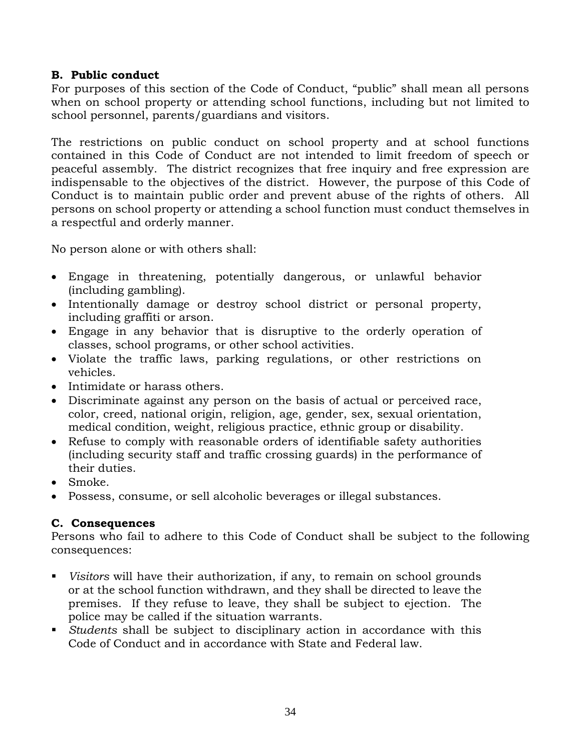**B. Public conduct**

For purposes of this section of the Code of Conduct, "public" shall mean all persons when on school property or attending school functions, including but not limited to school personnel, parents/guardians and visitors.

The restrictions on public conduct on school property and at school functions contained in this Code of Conduct are not intended to limit freedom of speech or peaceful assembly. The district recognizes that free inquiry and free expression are indispensable to the objectives of the district. However, the purpose of this Code of Conduct is to maintain public order and prevent abuse of the rights of others. All persons on school property or attending a school function must conduct themselves in a respectful and orderly manner.

No person alone or with others shall:

- Engage in threatening, potentially dangerous, or unlawful behavior (including gambling).
- Intentionally damage or destroy school district or personal property, including graffiti or arson.
- Engage in any behavior that is disruptive to the orderly operation of classes, school programs, or other school activities.
- Violate the traffic laws, parking regulations, or other restrictions on vehicles.
- Intimidate or harass others.
- Discriminate against any person on the basis of actual or perceived race, color, creed, national origin, religion, age, gender, sex, sexual orientation, medical condition, weight, religious practice, ethnic group or disability.
- Refuse to comply with reasonable orders of identifiable safety authorities (including security staff and traffic crossing guards) in the performance of their duties.
- Smoke.
- Possess, consume, or sell alcoholic beverages or illegal substances.

**C. Consequences**

Persons who fail to adhere to this Code of Conduct shall be subject to the following consequences:

- *Visitors* will have their authorization, if any, to remain on school grounds or at the school function withdrawn, and they shall be directed to leave the premises. If they refuse to leave, they shall be subject to ejection. The police may be called if the situation warrants.
- *Students* shall be subject to disciplinary action in accordance with this Code of Conduct and in accordance with State and Federal law.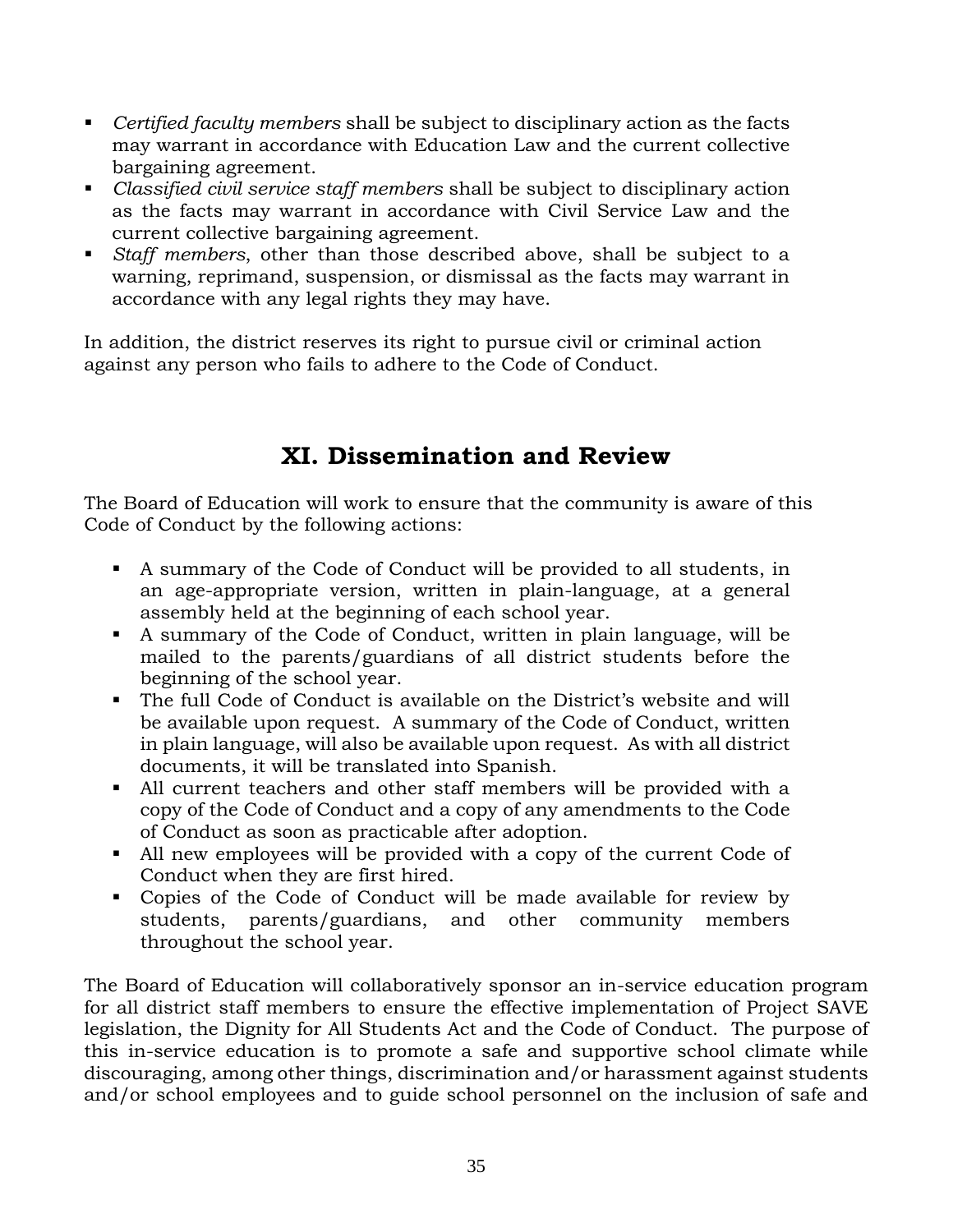- *Certified faculty members* shall be subject to disciplinary action as the facts may warrant in accordance with Education Law and the current collective bargaining agreement.
- *Classified civil service staff members* shall be subject to disciplinary action as the facts may warrant in accordance with Civil Service Law and the current collective bargaining agreement.
- *Staff members*, other than those described above, shall be subject to a warning, reprimand, suspension, or dismissal as the facts may warrant in accordance with any legal rights they may have.

In addition, the district reserves its right to pursue civil or criminal action against any person who fails to adhere to the Code of Conduct.

## XI. Dissemination and Review

The Board of Education will work to ensure that the community is aware of this Code of Conduct by the following actions:

- A summary of the Code of Conduct will be provided to all students, in an age-appropriate version, written in plain-language, at a general assembly held at the beginning of each school year.
- A summary of the Code of Conduct, written in plain language, will be mailed to the parents/guardians of all district students before the beginning of the school year.
- The full Code of Conduct is available on the District's website and will be available upon request. A summary of the Code of Conduct, written in plain language, will also be available upon request. As with all district documents, it will be translated into Spanish.
- All current teachers and other staff members will be provided with a copy of the Code of Conduct and a copy of any amendments to the Code of Conduct as soon as practicable after adoption.
- All new employees will be provided with a copy of the current Code of Conduct when they are first hired.
- Copies of the Code of Conduct will be made available for review by students, parents/guardians, and other community members throughout the school year.

The Board of Education will collaboratively sponsor an in-service education program for all district staff members to ensure the effective implementation of Project SAVE legislation, the Dignity for All Students Act and the Code of Conduct. The purpose of this in-service education is to promote a safe and supportive school climate while discouraging, among other things, discrimination and/or harassment against students and/or school employees and to guide school personnel on the inclusion of safe and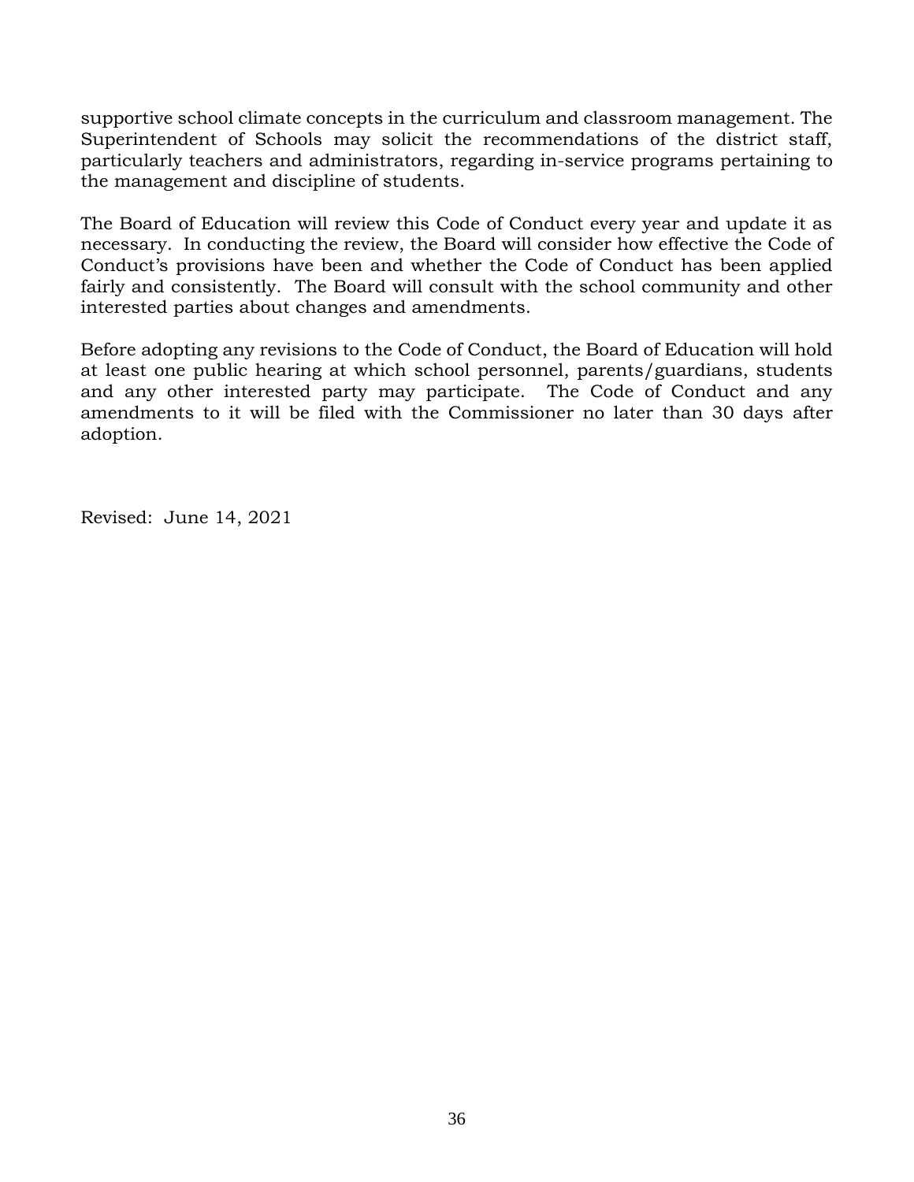supportive school climate concepts in the curriculum and classroom management. The Superintendent of Schools may solicit the recommendations of the district staff, particularly teachers and administrators, regarding in-service programs pertaining to the management and discipline of students.

The Board of Education will review this Code of Conduct every year and update it as necessary. In conducting the review, the Board will consider how effective the Code of Conduct's provisions have been and whether the Code of Conduct has been applied fairly and consistently. The Board will consult with the school community and other interested parties about changes and amendments.

Before adopting any revisions to the Code of Conduct, the Board of Education will hold at least one public hearing at which school personnel, parents/guardians, students and any other interested party may participate. The Code of Conduct and any amendments to it will be filed with the Commissioner no later than 30 days after adoption.

Revised: June 14, 2021